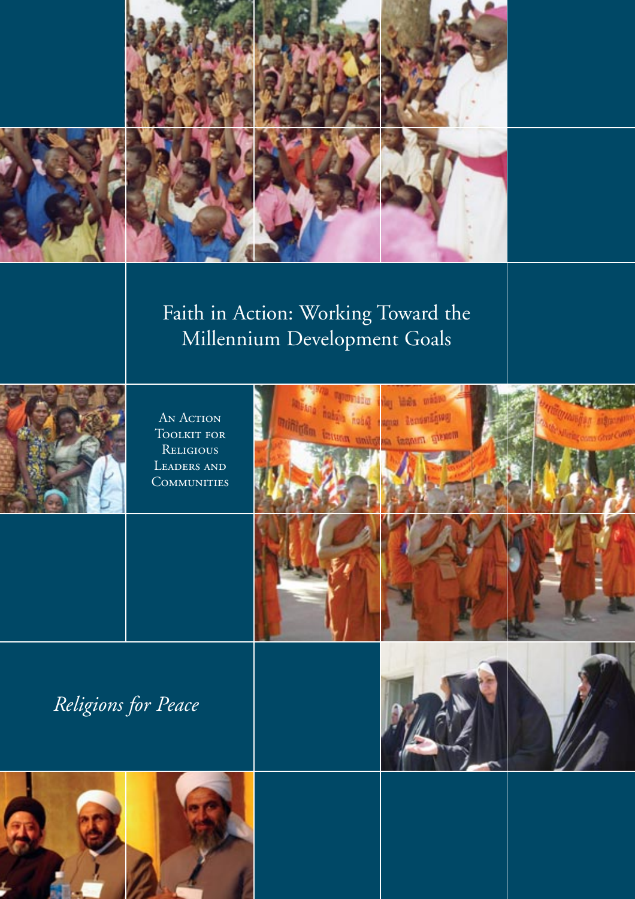# Faith in Action: Working Toward the Millennium Development Goals

An Action Toolkit for Religious Leaders and Communities

*Religions for Peace*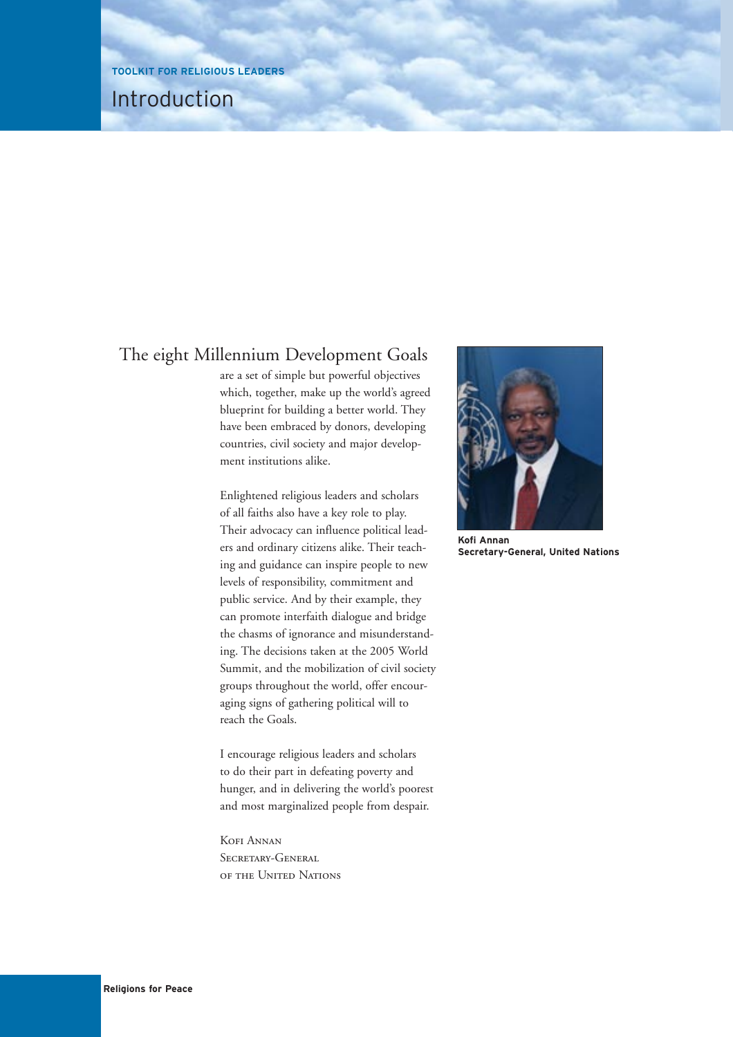# Introduction

The eight Millennium Development Goals are a set of simple but powerful objectives which, together, make up the world's agreed blueprint for building a better world. They have been embraced by donors, developing countries, civil society and major development institutions alike.

Enlightened religious leaders and scholars of all faiths also have a key role to play. Their advocacy can influence political leaders and ordinary citizens alike. Their teaching and guidance can inspire people to new levels of responsibility, commitment and public service. And by their example, they can promote interfaith dialogue and bridge the chasms of ignorance and misunderstanding. The decisions taken at the 2005 World Summit, and the mobilization of civil society groups throughout the world, offer encouraging signs of gathering political will to reach the Goals.

I encourage religious leaders and scholars to do their part in defeating poverty and hunger, and in delivering the world's poorest and most marginalized people from despair.

Kofi Annan
Secretary-General
of the United Nations

**Kofi Annan**
**Secretary-General, United Nations**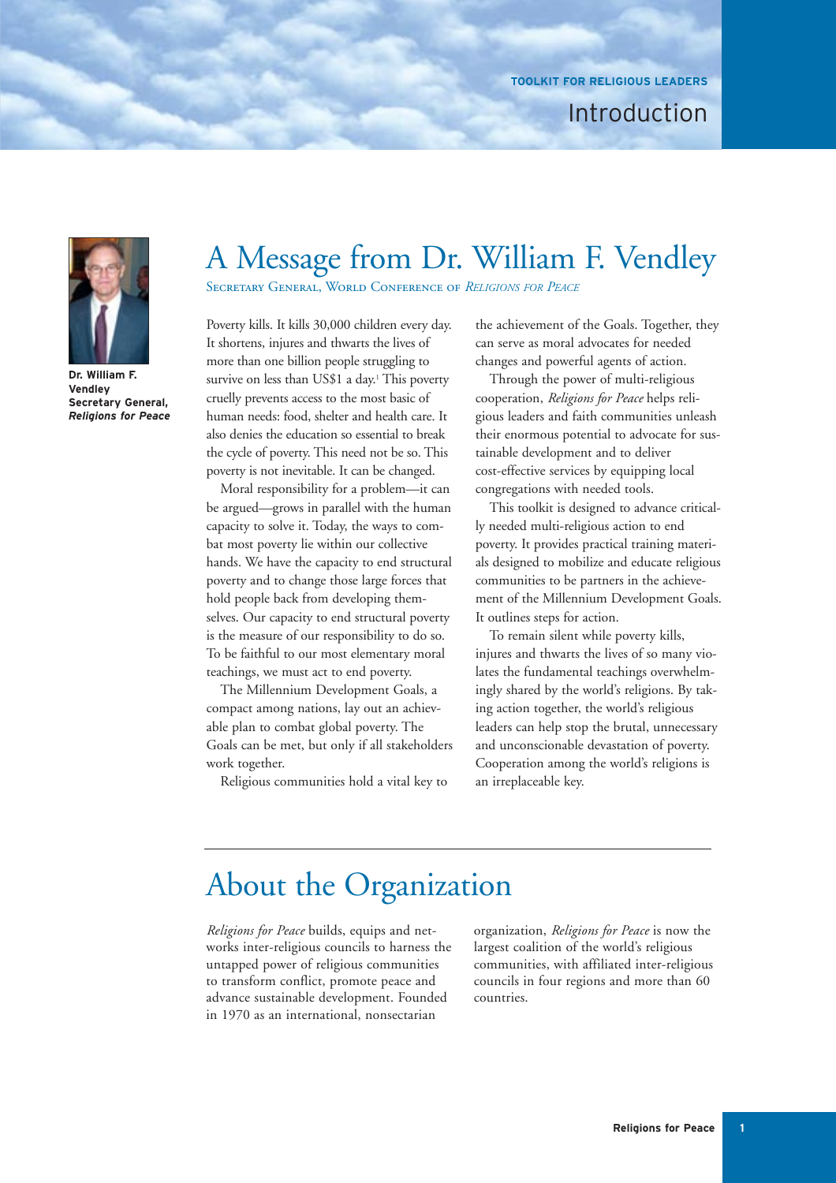# A Message from Dr. William F. Vendley

SECRETARY GENERAL, WORLD CONFERENCE OF *RELIGIONS FOR PEACE*

**Dr. William F. Vendley**
**Secretary General, *Religions for Peace***

Poverty kills. It kills 30,000 children every day. It shortens, injures and thwarts the lives of more than one billion people struggling to survive on less than US$1 a day.[1] This poverty cruelly prevents access to the most basic of human needs: food, shelter and health care. It also denies the education so essential to break the cycle of poverty. This need not be so. This poverty is not inevitable. It can be changed.

Moral responsibility for a problem—it can be argued—grows in parallel with the human capacity to solve it. Today, the ways to combat most poverty lie within our collective hands. We have the capacity to end structural poverty and to change those large forces that hold people back from developing themselves. Our capacity to end structural poverty is the measure of our responsibility to do so. To be faithful to our most elementary moral teachings, we must act to end poverty.

The Millennium Development Goals, a compact among nations, lay out an achievable plan to combat global poverty. The Goals can be met, but only if all stakeholders work together.

Religious communities hold a vital key to the achievement of the Goals. Together, they can serve as moral advocates for needed changes and powerful agents of action.

Through the power of multi-religious cooperation, *Religions for Peace* helps religious leaders and faith communities unleash their enormous potential to advocate for sustainable development and to deliver cost-effective services by equipping local congregations with needed tools.

This toolkit is designed to advance critically needed multi-religious action to end poverty. It provides practical training materials designed to mobilize and educate religious communities to be partners in the achievement of the Millennium Development Goals. It outlines steps for action.

To remain silent while poverty kills, injures and thwarts the lives of so many violates the fundamental teachings overwhelmingly shared by the world's religions. By taking action together, the world's religious leaders can help stop the brutal, unnecessary and unconscionable devastation of poverty. Cooperation among the world's religions is an irreplaceable key.

# About the Organization

*Religions for Peace* builds, equips and networks inter-religious councils to harness the untapped power of religious communities to transform conflict, promote peace and advance sustainable development. Founded in 1970 as an international, nonsectarian organization, *Religions for Peace* is now the largest coalition of the world's religious communities, with affiliated inter-religious councils in four regions and more than 60 countries.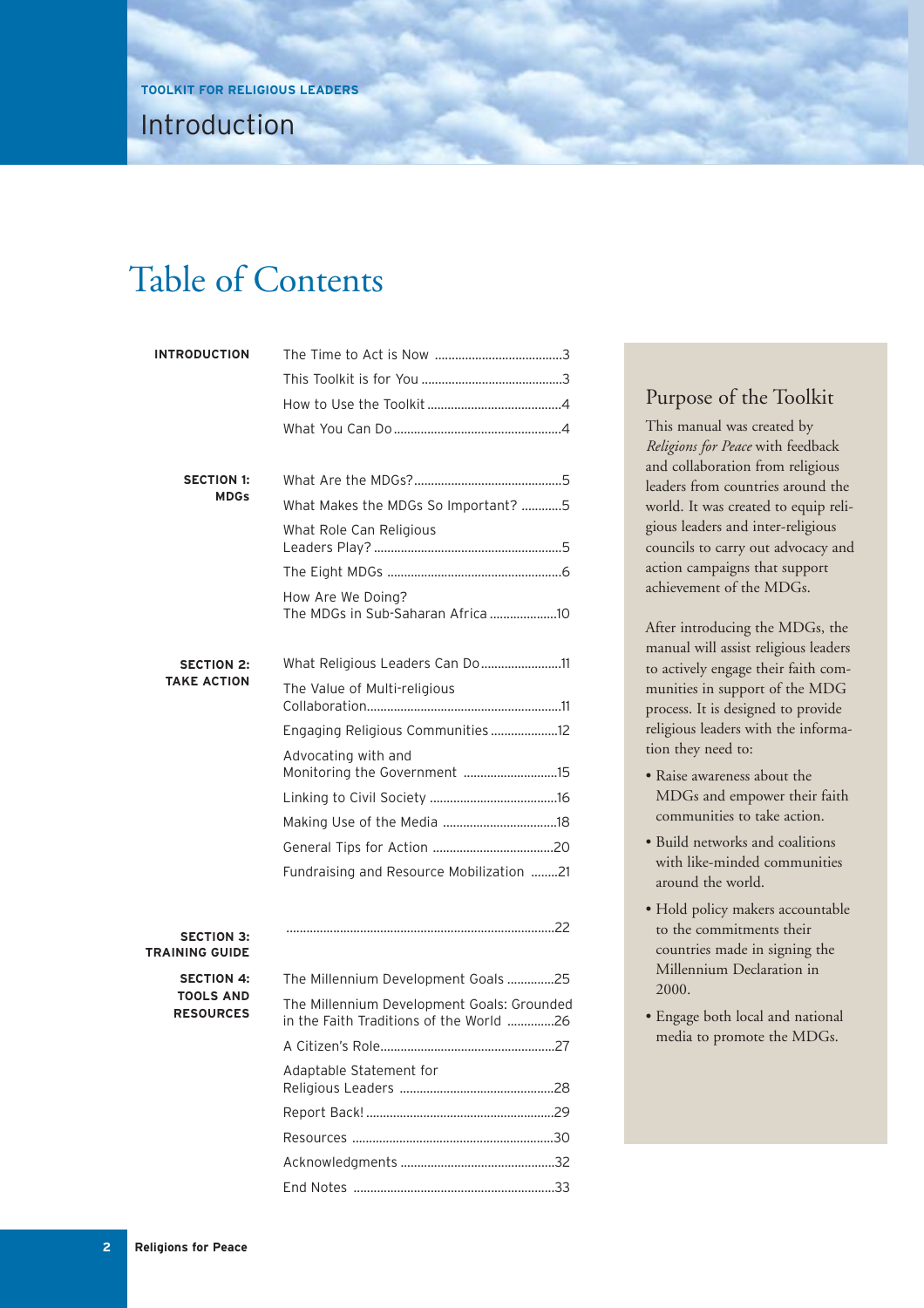TOOLKIT FOR RELIGIOUS LEADERS

# Introduction

## Table of Contents

| | | |
|---|---|---|
| **INTRODUCTION** | The Time to Act is Now | 3 |
| | This Toolkit is for You | 3 |
| | How to Use the Toolkit | 4 |
| | What You Can Do | 4 |
| **SECTION 1: MDGs** | What Are the MDGs? | 5 |
| | What Makes the MDGs So Important? | 5 |
| | What Role Can Religious Leaders Play? | 5 |
| | The Eight MDGs | 6 |
| | How Are We Doing? The MDGs in Sub-Saharan Africa | 10 |
| **SECTION 2: TAKE ACTION** | What Religious Leaders Can Do | 11 |
| | The Value of Multi-religious Collaboration | 11 |
| | Engaging Religious Communities | 12 |
| | Advocating with and Monitoring the Government | 15 |
| | Linking to Civil Society | 16 |
| | Making Use of the Media | 18 |
| | General Tips for Action | 20 |
| | Fundraising and Resource Mobilization | 21 |
| **SECTION 3: TRAINING GUIDE** | | 22 |
| **SECTION 4: TOOLS AND RESOURCES** | The Millennium Development Goals | 25 |
| | The Millennium Development Goals: Grounded in the Faith Traditions of the World | 26 |
| | A Citizen's Role | 27 |
| | Adaptable Statement for Religious Leaders | 28 |
| | Report Back! | 29 |
| | Resources | 30 |
| | Acknowledgments | 32 |
| | End Notes | 33 |

### Purpose of the Toolkit

This manual was created by *Religions for Peace* with feedback and collaboration from religious leaders from countries around the world. It was created to equip religious leaders and inter-religious councils to carry out advocacy and action campaigns that support achievement of the MDGs.

After introducing the MDGs, the manual will assist religious leaders to actively engage their faith communities in support of the MDG process. It is designed to provide religious leaders with the information they need to:

- Raise awareness about the MDGs and empower their faith communities to take action.
- Build networks and coalitions with like-minded communities around the world.
- Hold policy makers accountable to the commitments their countries made in signing the Millennium Declaration in 2000.
- Engage both local and national media to promote the MDGs.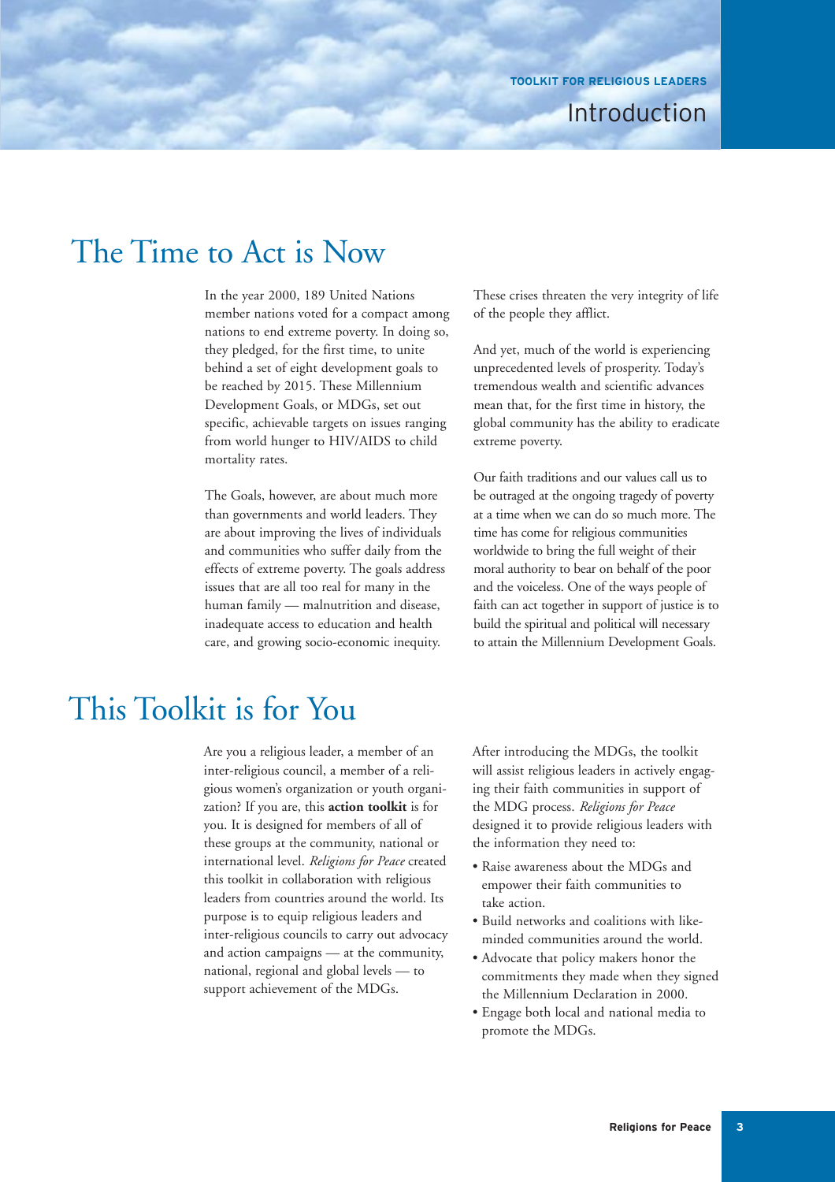# The Time to Act is Now

In the year 2000, 189 United Nations member nations voted for a compact among nations to end extreme poverty. In doing so, they pledged, for the first time, to unite behind a set of eight development goals to be reached by 2015. These Millennium Development Goals, or MDGs, set out specific, achievable targets on issues ranging from world hunger to HIV/AIDS to child mortality rates.

The Goals, however, are about much more than governments and world leaders. They are about improving the lives of individuals and communities who suffer daily from the effects of extreme poverty. The goals address issues that are all too real for many in the human family — malnutrition and disease, inadequate access to education and health care, and growing socio-economic inequity. These crises threaten the very integrity of life of the people they afflict.

And yet, much of the world is experiencing unprecedented levels of prosperity. Today's tremendous wealth and scientific advances mean that, for the first time in history, the global community has the ability to eradicate extreme poverty.

Our faith traditions and our values call us to be outraged at the ongoing tragedy of poverty at a time when we can do so much more. The time has come for religious communities worldwide to bring the full weight of their moral authority to bear on behalf of the poor and the voiceless. One of the ways people of faith can act together in support of justice is to build the spiritual and political will necessary to attain the Millennium Development Goals.

# This Toolkit is for You

Are you a religious leader, a member of an inter-religious council, a member of a religious women's organization or youth organization? If you are, this **action toolkit** is for you. It is designed for members of all of these groups at the community, national or international level. *Religions for Peace* created this toolkit in collaboration with religious leaders from countries around the world. Its purpose is to equip religious leaders and inter-religious councils to carry out advocacy and action campaigns — at the community, national, regional and global levels — to support achievement of the MDGs.

After introducing the MDGs, the toolkit will assist religious leaders in actively engaging their faith communities in support of the MDG process. *Religions for Peace* designed it to provide religious leaders with the information they need to:

- Raise awareness about the MDGs and empower their faith communities to take action.
- Build networks and coalitions with like-minded communities around the world.
- Advocate that policy makers honor the commitments they made when they signed the Millennium Declaration in 2000.
- Engage both local and national media to promote the MDGs.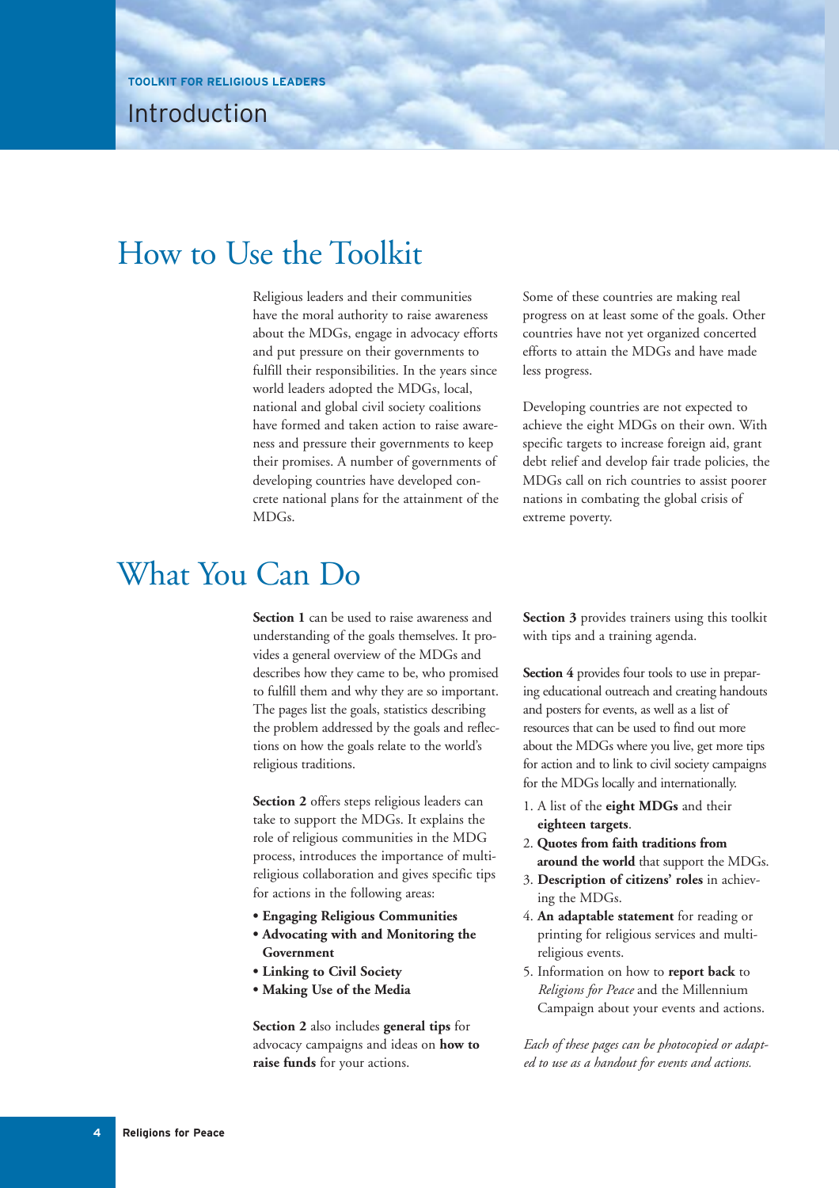# Introduction

## How to Use the Toolkit

Religious leaders and their communities have the moral authority to raise awareness about the MDGs, engage in advocacy efforts and put pressure on their governments to fulfill their responsibilities. In the years since world leaders adopted the MDGs, local, national and global civil society coalitions have formed and taken action to raise awareness and pressure their governments to keep their promises. A number of governments of developing countries have developed concrete national plans for the attainment of the MDGs.

Some of these countries are making real progress on at least some of the goals. Other countries have not yet organized concerted efforts to attain the MDGs and have made less progress.

Developing countries are not expected to achieve the eight MDGs on their own. With specific targets to increase foreign aid, grant debt relief and develop fair trade policies, the MDGs call on rich countries to assist poorer nations in combating the global crisis of extreme poverty.

## What You Can Do

**Section 1** can be used to raise awareness and understanding of the goals themselves. It provides a general overview of the MDGs and describes how they came to be, who promised to fulfill them and why they are so important. The pages list the goals, statistics describing the problem addressed by the goals and reflections on how the goals relate to the world's religious traditions.

**Section 2** offers steps religious leaders can take to support the MDGs. It explains the role of religious communities in the MDG process, introduces the importance of multi-religious collaboration and gives specific tips for actions in the following areas:

- **Engaging Religious Communities**
- **Advocating with and Monitoring the Government**
- **Linking to Civil Society**
- **Making Use of the Media**

**Section 2** also includes **general tips** for advocacy campaigns and ideas on **how to raise funds** for your actions.

**Section 3** provides trainers using this toolkit with tips and a training agenda.

**Section 4** provides four tools to use in preparing educational outreach and creating handouts and posters for events, as well as a list of resources that can be used to find out more about the MDGs where you live, get more tips for action and to link to civil society campaigns for the MDGs locally and internationally.

1. A list of the **eight MDGs** and their **eighteen targets**.
2. **Quotes from faith traditions from around the world** that support the MDGs.
3. **Description of citizens' roles** in achieving the MDGs.
4. **An adaptable statement** for reading or printing for religious services and multi-religious events.
5. Information on how to **report back** to *Religions for Peace* and the Millennium Campaign about your events and actions.

*Each of these pages can be photocopied or adapted to use as a handout for events and actions.*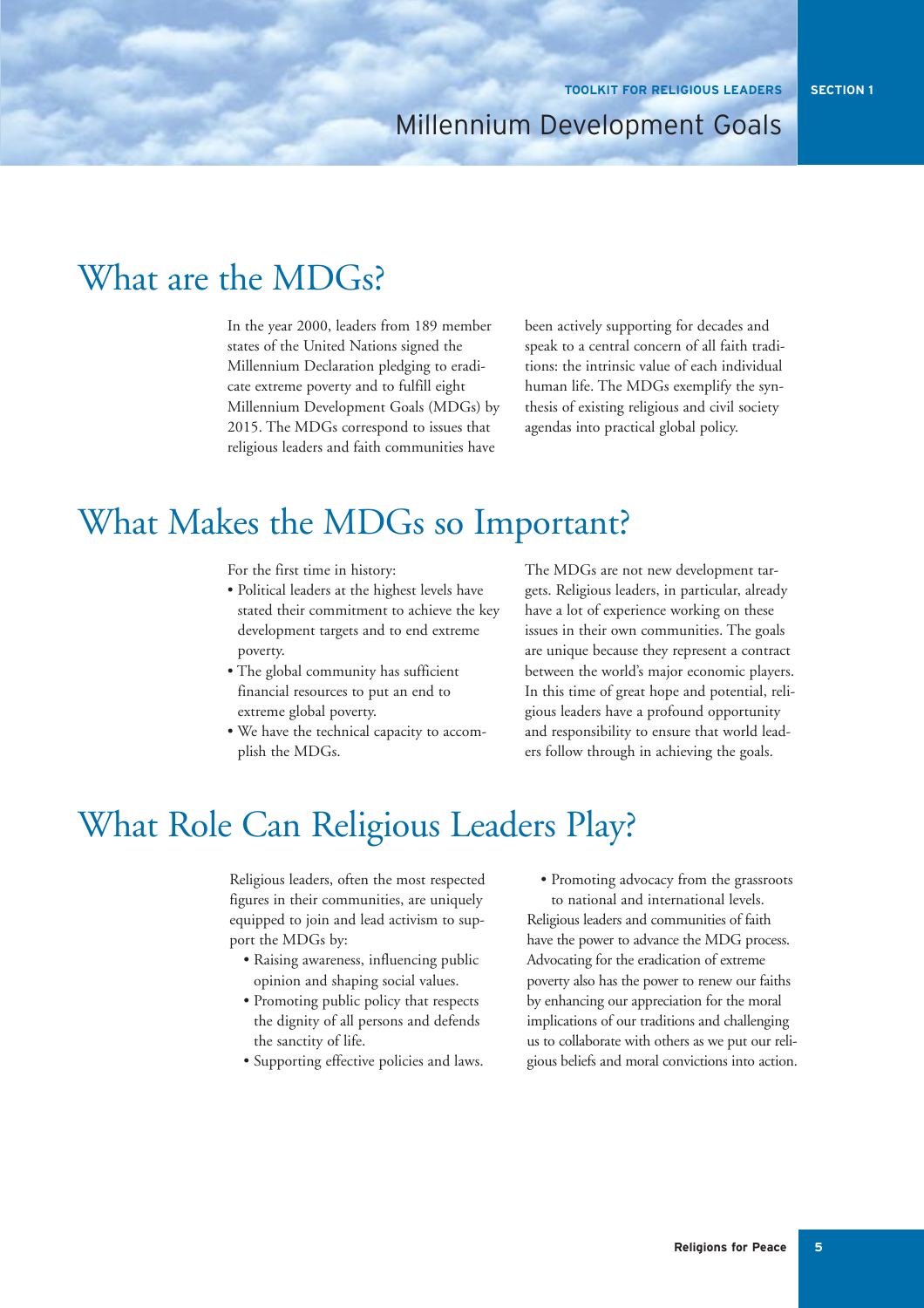# What are the MDGs?

In the year 2000, leaders from 189 member states of the United Nations signed the Millennium Declaration pledging to eradicate extreme poverty and to fulfill eight Millennium Development Goals (MDGs) by 2015. The MDGs correspond to issues that religious leaders and faith communities have been actively supporting for decades and speak to a central concern of all faith traditions: the intrinsic value of each individual human life. The MDGs exemplify the synthesis of existing religious and civil society agendas into practical global policy.

# What Makes the MDGs so Important?

For the first time in history:

- Political leaders at the highest levels have stated their commitment to achieve the key development targets and to end extreme poverty.
- The global community has sufficient financial resources to put an end to extreme global poverty.
- We have the technical capacity to accomplish the MDGs.

The MDGs are not new development targets. Religious leaders, in particular, already have a lot of experience working on these issues in their own communities. The goals are unique because they represent a contract between the world's major economic players. In this time of great hope and potential, religious leaders have a profound opportunity and responsibility to ensure that world leaders follow through in achieving the goals.

# What Role Can Religious Leaders Play?

Religious leaders, often the most respected figures in their communities, are uniquely equipped to join and lead activism to support the MDGs by:

- Raising awareness, influencing public opinion and shaping social values.
- Promoting public policy that respects the dignity of all persons and defends the sanctity of life.
- Supporting effective policies and laws.
- Promoting advocacy from the grassroots to national and international levels.

Religious leaders and communities of faith have the power to advance the MDG process. Advocating for the eradication of extreme poverty also has the power to renew our faiths by enhancing our appreciation for the moral implications of our traditions and challenging us to collaborate with others as we put our religious beliefs and moral convictions into action.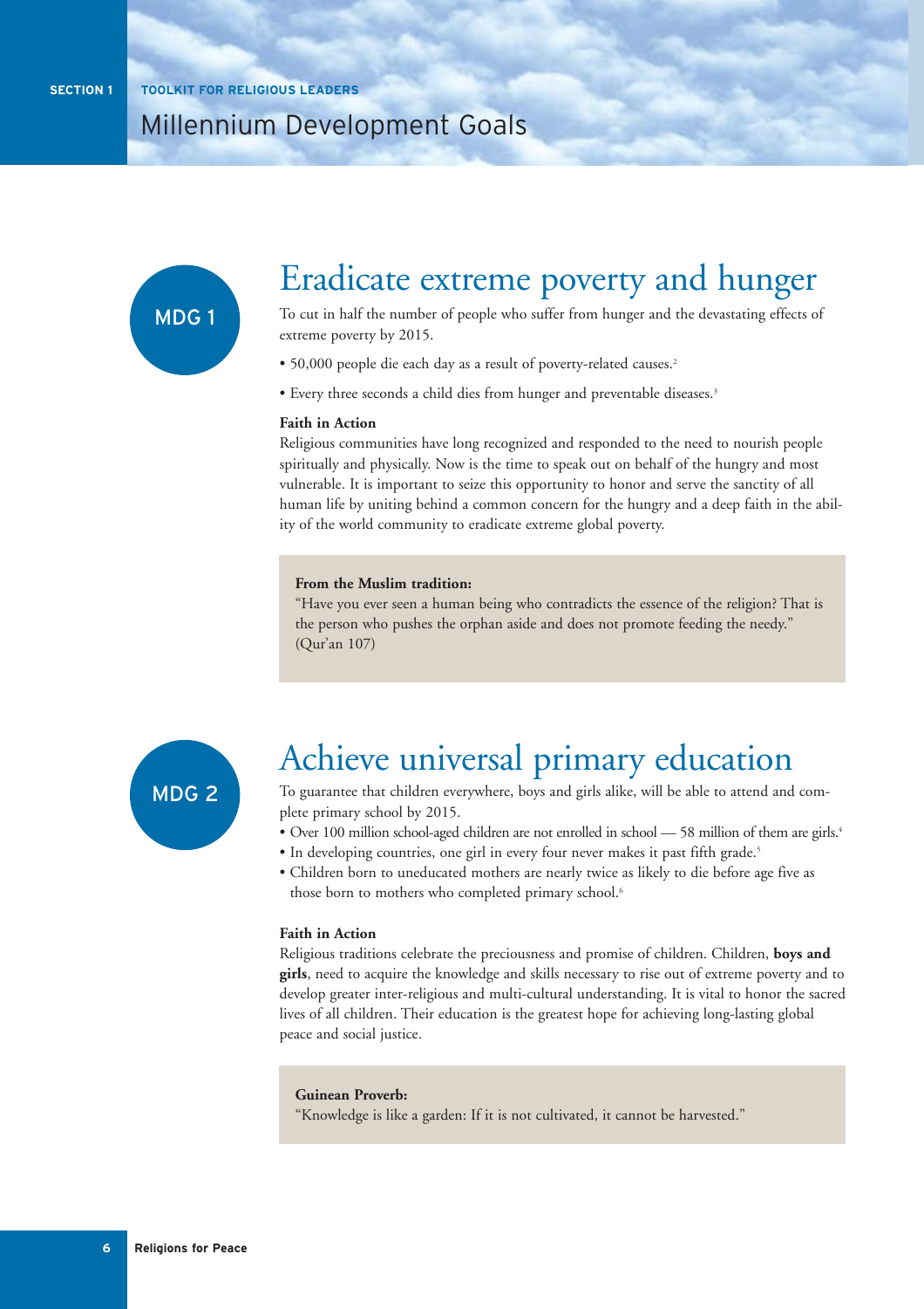# Millennium Development Goals

## MDG 1

## Eradicate extreme poverty and hunger

To cut in half the number of people who suffer from hunger and the devastating effects of extreme poverty by 2015.

- 50,000 people die each day as a result of poverty-related causes.[2]
- Every three seconds a child dies from hunger and preventable diseases.[3]

**Faith in Action**

Religious communities have long recognized and responded to the need to nourish people spiritually and physically. Now is the time to speak out on behalf of the hungry and most vulnerable. It is important to seize this opportunity to honor and serve the sanctity of all human life by uniting behind a common concern for the hungry and a deep faith in the ability of the world community to eradicate extreme global poverty.

**From the Muslim tradition:**
"Have you ever seen a human being who contradicts the essence of the religion? That is the person who pushes the orphan aside and does not promote feeding the needy." (Qur'an 107)

## MDG 2

## Achieve universal primary education

To guarantee that children everywhere, boys and girls alike, will be able to attend and complete primary school by 2015.

- Over 100 million school-aged children are not enrolled in school — 58 million of them are girls.[4]
- In developing countries, one girl in every four never makes it past fifth grade.[5]
- Children born to uneducated mothers are nearly twice as likely to die before age five as those born to mothers who completed primary school.[6]

**Faith in Action**

Religious traditions celebrate the preciousness and promise of children. Children, **boys and girls**, need to acquire the knowledge and skills necessary to rise out of extreme poverty and to develop greater inter-religious and multi-cultural understanding. It is vital to honor the sacred lives of all children. Their education is the greatest hope for achieving long-lasting global peace and social justice.

**Guinean Proverb:**
"Knowledge is like a garden: If it is not cultivated, it cannot be harvested."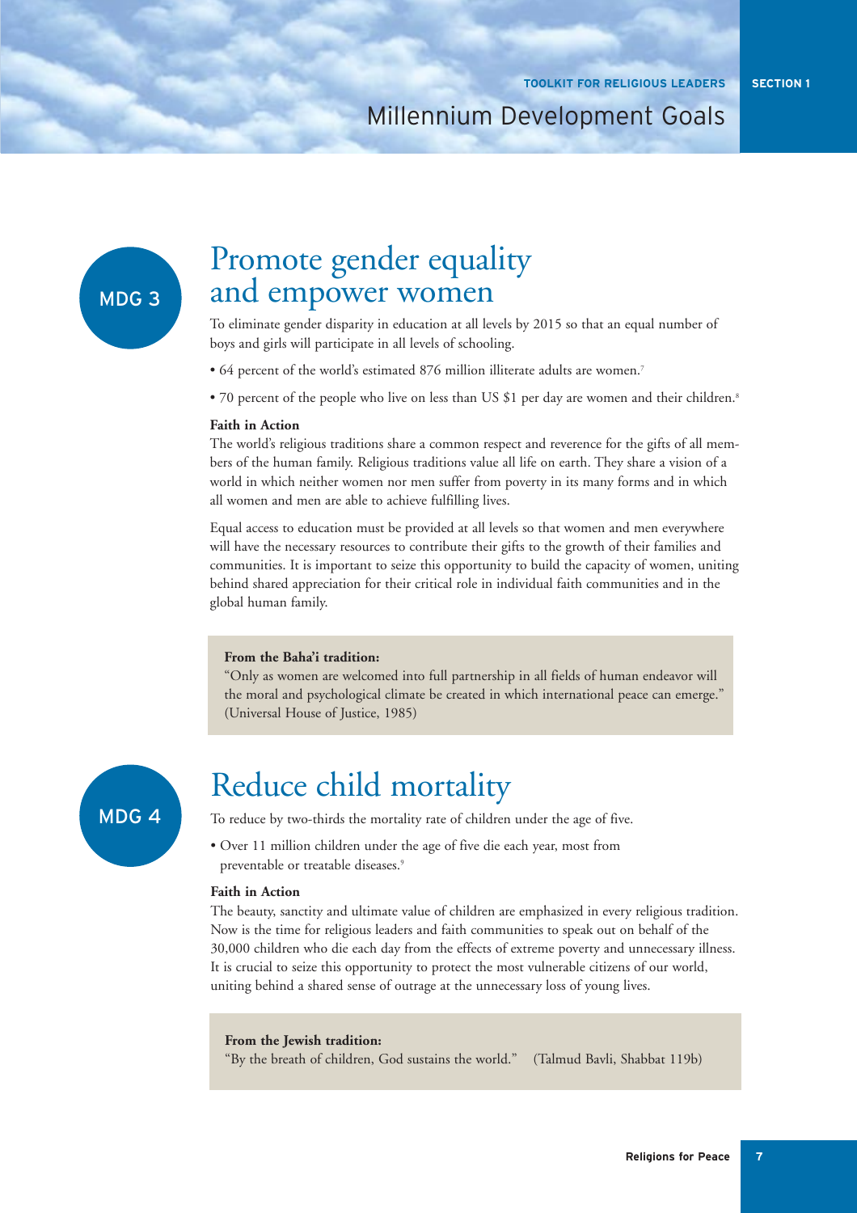MDG 3

## Promote gender equality and empower women

To eliminate gender disparity in education at all levels by 2015 so that an equal number of boys and girls will participate in all levels of schooling.

- 64 percent of the world's estimated 876 million illiterate adults are women.[7]
- 70 percent of the people who live on less than US $1 per day are women and their children.[8]

**Faith in Action**

The world's religious traditions share a common respect and reverence for the gifts of all members of the human family. Religious traditions value all life on earth. They share a vision of a world in which neither women nor men suffer from poverty in its many forms and in which all women and men are able to achieve fulfilling lives.

Equal access to education must be provided at all levels so that women and men everywhere will have the necessary resources to contribute their gifts to the growth of their families and communities. It is important to seize this opportunity to build the capacity of women, uniting behind shared appreciation for their critical role in individual faith communities and in the global human family.

**From the Baha'i tradition:**

"Only as women are welcomed into full partnership in all fields of human endeavor will the moral and psychological climate be created in which international peace can emerge." (Universal House of Justice, 1985)

MDG 4

## Reduce child mortality

To reduce by two-thirds the mortality rate of children under the age of five.

- Over 11 million children under the age of five die each year, most from preventable or treatable diseases.[9]

**Faith in Action**

The beauty, sanctity and ultimate value of children are emphasized in every religious tradition. Now is the time for religious leaders and faith communities to speak out on behalf of the 30,000 children who die each day from the effects of extreme poverty and unnecessary illness. It is crucial to seize this opportunity to protect the most vulnerable citizens of our world, uniting behind a shared sense of outrage at the unnecessary loss of young lives.

**From the Jewish tradition:**

"By the breath of children, God sustains the world." (Talmud Bavli, Shabbat 119b)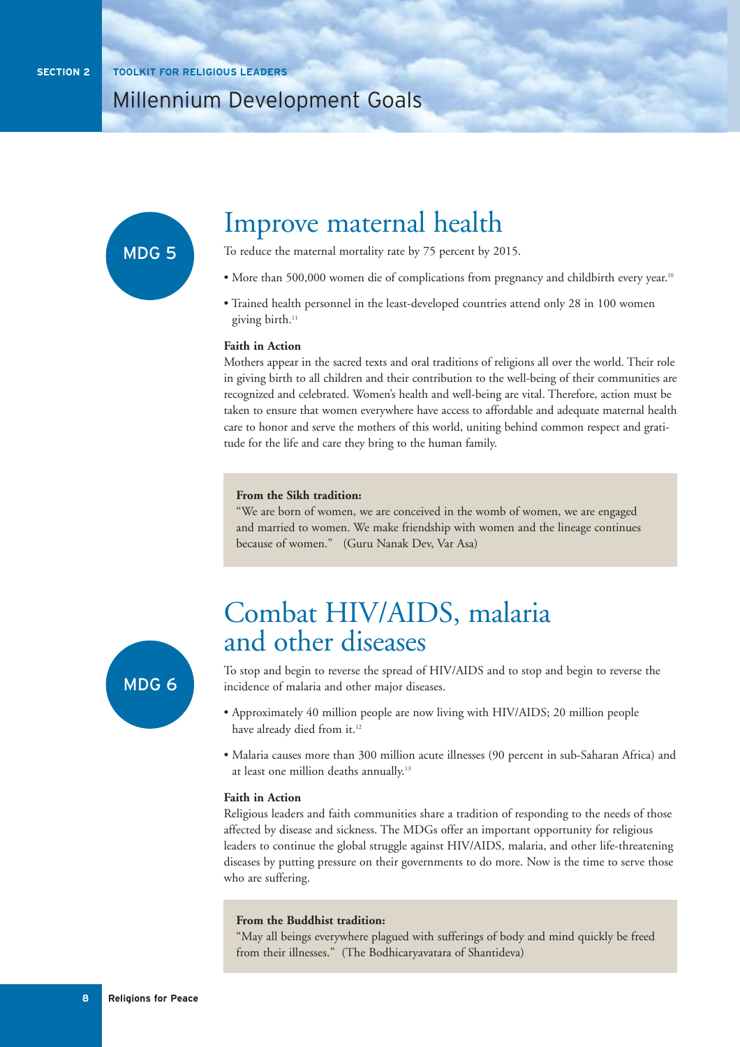## MDG 5

# Improve maternal health

To reduce the maternal mortality rate by 75 percent by 2015.

- More than 500,000 women die of complications from pregnancy and childbirth every year.[10]
- Trained health personnel in the least-developed countries attend only 28 in 100 women giving birth.[11]

**Faith in Action**

Mothers appear in the sacred texts and oral traditions of religions all over the world. Their role in giving birth to all children and their contribution to the well-being of their communities are recognized and celebrated. Women's health and well-being are vital. Therefore, action must be taken to ensure that women everywhere have access to affordable and adequate maternal health care to honor and serve the mothers of this world, uniting behind common respect and gratitude for the life and care they bring to the human family.

> **From the Sikh tradition:**
> "We are born of women, we are conceived in the womb of women, we are engaged and married to women. We make friendship with women and the lineage continues because of women." (Guru Nanak Dev, Var Asa)

## MDG 6

# Combat HIV/AIDS, malaria and other diseases

To stop and begin to reverse the spread of HIV/AIDS and to stop and begin to reverse the incidence of malaria and other major diseases.

- Approximately 40 million people are now living with HIV/AIDS; 20 million people have already died from it.[12]
- Malaria causes more than 300 million acute illnesses (90 percent in sub-Saharan Africa) and at least one million deaths annually.[13]

**Faith in Action**

Religious leaders and faith communities share a tradition of responding to the needs of those affected by disease and sickness. The MDGs offer an important opportunity for religious leaders to continue the global struggle against HIV/AIDS, malaria, and other life-threatening diseases by putting pressure on their governments to do more. Now is the time to serve those who are suffering.

> **From the Buddhist tradition:**
> "May all beings everywhere plagued with sufferings of body and mind quickly be freed from their illnesses." (The Bodhicaryavatara of Shantideva)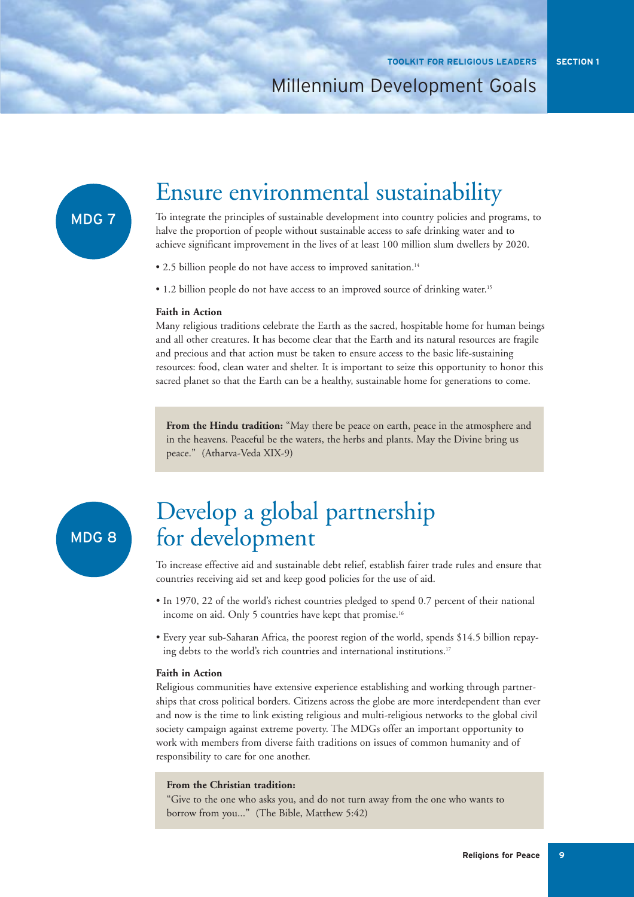MDG 7

## Ensure environmental sustainability

To integrate the principles of sustainable development into country policies and programs, to halve the proportion of people without sustainable access to safe drinking water and to achieve significant improvement in the lives of at least 100 million slum dwellers by 2020.

- 2.5 billion people do not have access to improved sanitation.[14]
- 1.2 billion people do not have access to an improved source of drinking water.[15]

**Faith in Action**

Many religious traditions celebrate the Earth as the sacred, hospitable home for human beings and all other creatures. It has become clear that the Earth and its natural resources are fragile and precious and that action must be taken to ensure access to the basic life-sustaining resources: food, clean water and shelter. It is important to seize this opportunity to honor this sacred planet so that the Earth can be a healthy, sustainable home for generations to come.

> **From the Hindu tradition:** "May there be peace on earth, peace in the atmosphere and in the heavens. Peaceful be the waters, the herbs and plants. May the Divine bring us peace." (Atharva-Veda XIX-9)

MDG 8

## Develop a global partnership for development

To increase effective aid and sustainable debt relief, establish fairer trade rules and ensure that countries receiving aid set and keep good policies for the use of aid.

- In 1970, 22 of the world's richest countries pledged to spend 0.7 percent of their national income on aid. Only 5 countries have kept that promise.[16]
- Every year sub-Saharan Africa, the poorest region of the world, spends $14.5 billion repaying debts to the world's rich countries and international institutions.[17]

**Faith in Action**

Religious communities have extensive experience establishing and working through partnerships that cross political borders. Citizens across the globe are more interdependent than ever and now is the time to link existing religious and multi-religious networks to the global civil society campaign against extreme poverty. The MDGs offer an important opportunity to work with members from diverse faith traditions on issues of common humanity and of responsibility to care for one another.

> **From the Christian tradition:**
> "Give to the one who asks you, and do not turn away from the one who wants to borrow from you..." (The Bible, Matthew 5:42)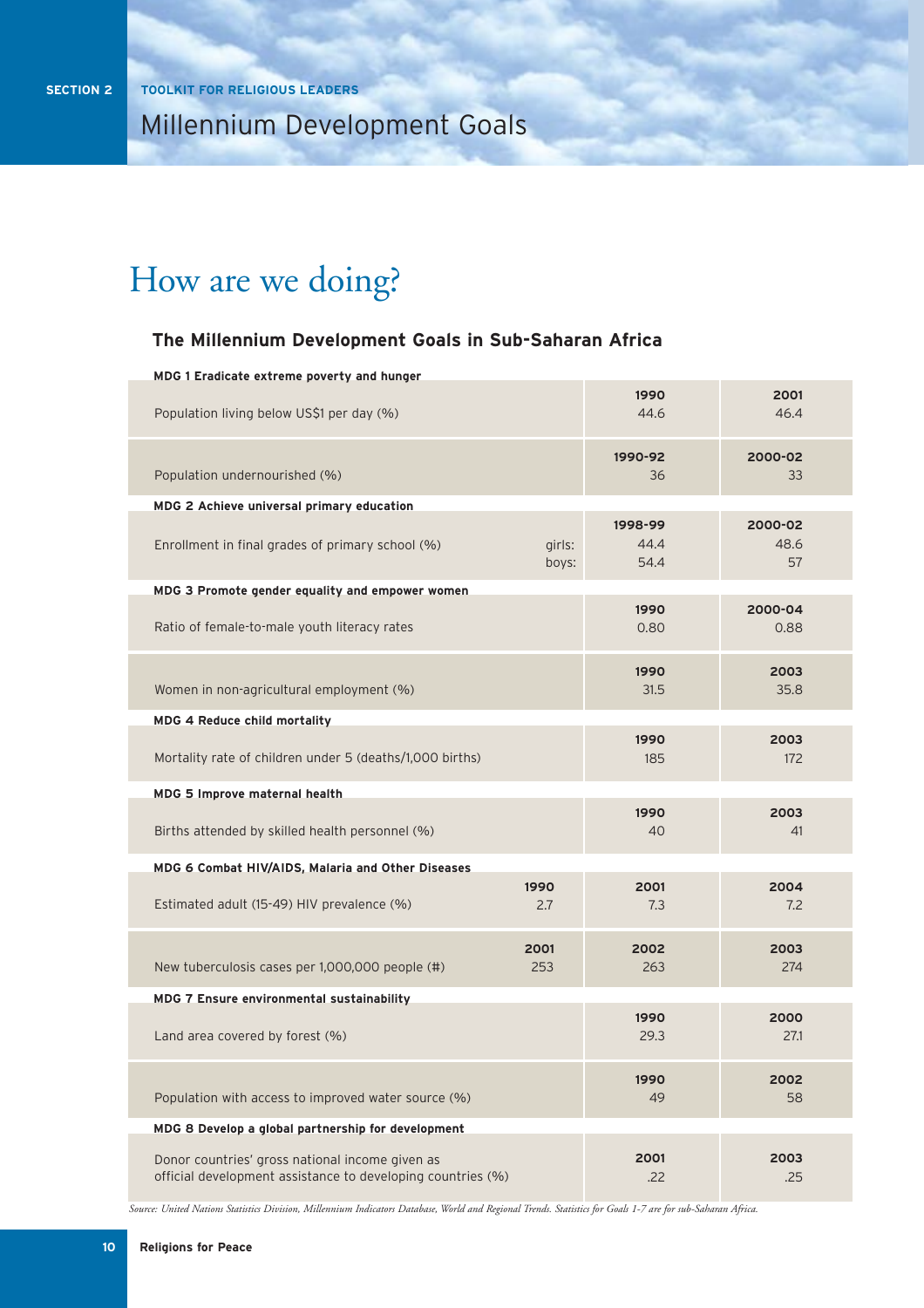# How are we doing?

## The Millennium Development Goals in Sub-Saharan Africa

| Indicator | | | | |
|---|---|---|---|---|
| **MDG 1 Eradicate extreme poverty and hunger** | | | | |
| Population living below US$1 per day (%) | | | **1990** 44.6 | **2001** 46.4 |
| Population undernourished (%) | | | **1990-92** 36 | **2000-02** 33 |
| **MDG 2 Achieve universal primary education** | | | | |
| Enrollment in final grades of primary school (%) | girls: | | **1998-99** 44.4 | **2000-02** 48.6 |
| | boys: | | 54.4 | 57 |
| **MDG 3 Promote gender equality and empower women** | | | | |
| Ratio of female-to-male youth literacy rates | | | **1990** 0.80 | **2000-04** 0.88 |
| Women in non-agricultural employment (%) | | | **1990** 31.5 | **2003** 35.8 |
| **MDG 4 Reduce child mortality** | | | | |
| Mortality rate of children under 5 (deaths/1,000 births) | | | **1990** 185 | **2003** 172 |
| **MDG 5 Improve maternal health** | | | | |
| Births attended by skilled health personnel (%) | | | **1990** 40 | **2003** 41 |
| **MDG 6 Combat HIV/AIDS, Malaria and Other Diseases** | | | | |
| Estimated adult (15-49) HIV prevalence (%) | | **1990** 2.7 | **2001** 7.3 | **2004** 7.2 |
| New tuberculosis cases per 1,000,000 people (#) | | **2001** 253 | **2002** 263 | **2003** 274 |
| **MDG 7 Ensure environmental sustainability** | | | | |
| Land area covered by forest (%) | | | **1990** 29.3 | **2000** 27.1 |
| Population with access to improved water source (%) | | | **1990** 49 | **2002** 58 |
| **MDG 8 Develop a global partnership for development** | | | | |
| Donor countries' gross national income given as official development assistance to developing countries (%) | | | **2001** .22 | **2003** .25 |

*Source: United Nations Statistics Division, Millennium Indicators Database, World and Regional Trends. Statistics for Goals 1-7 are for sub-Saharan Africa.*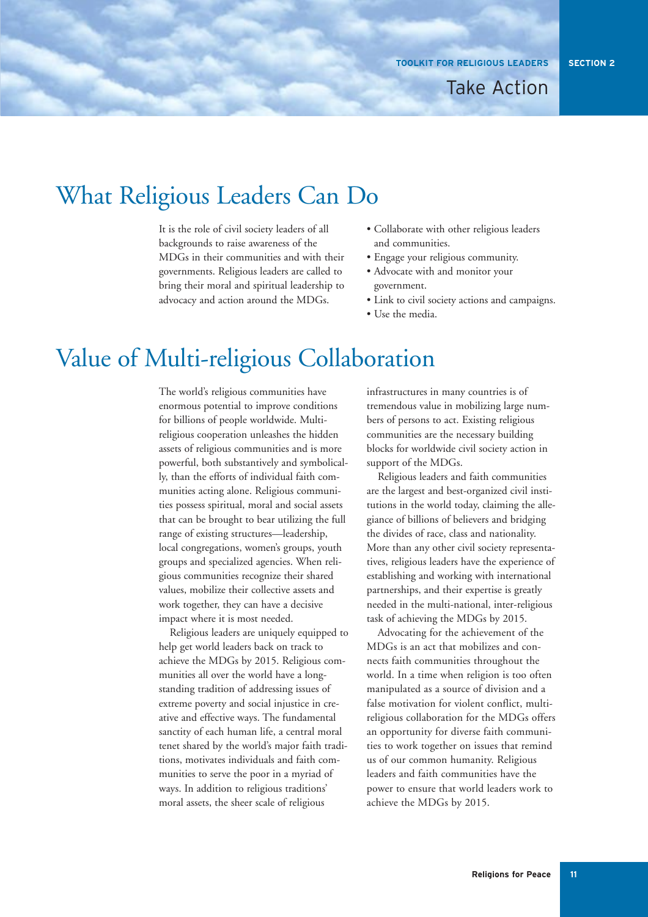# What Religious Leaders Can Do

It is the role of civil society leaders of all backgrounds to raise awareness of the MDGs in their communities and with their governments. Religious leaders are called to bring their moral and spiritual leadership to advocacy and action around the MDGs.

- Collaborate with other religious leaders and communities.
- Engage your religious community.
- Advocate with and monitor your government.
- Link to civil society actions and campaigns.
- Use the media.

# Value of Multi-religious Collaboration

The world's religious communities have enormous potential to improve conditions for billions of people worldwide. Multi-religious cooperation unleashes the hidden assets of religious communities and is more powerful, both substantively and symbolically, than the efforts of individual faith communities acting alone. Religious communities possess spiritual, moral and social assets that can be brought to bear utilizing the full range of existing structures—leadership, local congregations, women's groups, youth groups and specialized agencies. When religious communities recognize their shared values, mobilize their collective assets and work together, they can have a decisive impact where it is most needed.

Religious leaders are uniquely equipped to help get world leaders back on track to achieve the MDGs by 2015. Religious communities all over the world have a long-standing tradition of addressing issues of extreme poverty and social injustice in creative and effective ways. The fundamental sanctity of each human life, a central moral tenet shared by the world's major faith traditions, motivates individuals and faith communities to serve the poor in a myriad of ways. In addition to religious traditions' moral assets, the sheer scale of religious infrastructures in many countries is of tremendous value in mobilizing large numbers of persons to act. Existing religious communities are the necessary building blocks for worldwide civil society action in support of the MDGs.

Religious leaders and faith communities are the largest and best-organized civil institutions in the world today, claiming the allegiance of billions of believers and bridging the divides of race, class and nationality. More than any other civil society representatives, religious leaders have the experience of establishing and working with international partnerships, and their expertise is greatly needed in the multi-national, inter-religious task of achieving the MDGs by 2015.

Advocating for the achievement of the MDGs is an act that mobilizes and connects faith communities throughout the world. In a time when religion is too often manipulated as a source of division and a false motivation for violent conflict, multi-religious collaboration for the MDGs offers an opportunity for diverse faith communities to work together on issues that remind us of our common humanity. Religious leaders and faith communities have the power to ensure that world leaders work to achieve the MDGs by 2015.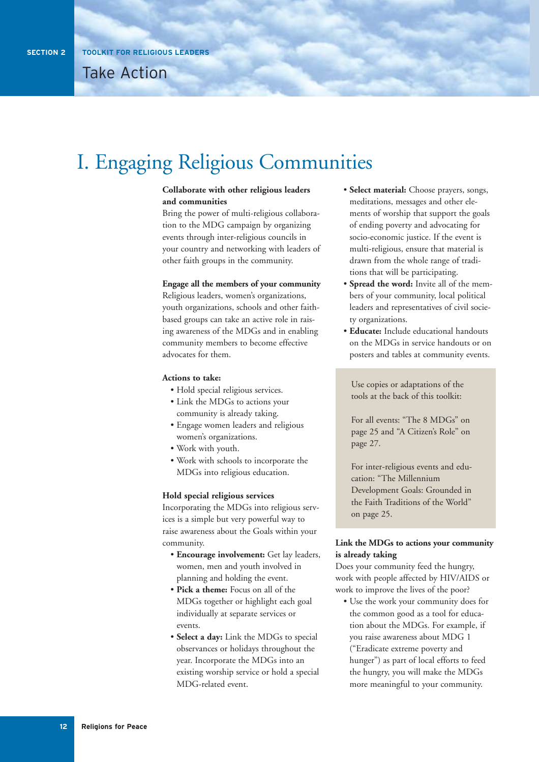# I. Engaging Religious Communities

**Collaborate with other religious leaders and communities**

Bring the power of multi-religious collaboration to the MDG campaign by organizing events through inter-religious councils in your country and networking with leaders of other faith groups in the community.

**Engage all the members of your community**

Religious leaders, women's organizations, youth organizations, schools and other faith-based groups can take an active role in raising awareness of the MDGs and in enabling community members to become effective advocates for them.

**Actions to take:**

- Hold special religious services.
- Link the MDGs to actions your community is already taking.
- Engage women leaders and religious women's organizations.
- Work with youth.
- Work with schools to incorporate the MDGs into religious education.

**Hold special religious services**

Incorporating the MDGs into religious services is a simple but very powerful way to raise awareness about the Goals within your community.

- **Encourage involvement:** Get lay leaders, women, men and youth involved in planning and holding the event.
- **Pick a theme:** Focus on all of the MDGs together or highlight each goal individually at separate services or events.
- **Select a day:** Link the MDGs to special observances or holidays throughout the year. Incorporate the MDGs into an existing worship service or hold a special MDG-related event.
- **Select material:** Choose prayers, songs, meditations, messages and other elements of worship that support the goals of ending poverty and advocating for socio-economic justice. If the event is multi-religious, ensure that material is drawn from the whole range of traditions that will be participating.
- **Spread the word:** Invite all of the members of your community, local political leaders and representatives of civil society organizations.
- **Educate:** Include educational handouts on the MDGs in service handouts or on posters and tables at community events.

> Use copies or adaptations of the tools at the back of this toolkit:
>
> For all events: "The 8 MDGs" on page 25 and "A Citizen's Role" on page 27.
>
> For inter-religious events and education: "The Millennium Development Goals: Grounded in the Faith Traditions of the World" on page 25.

**Link the MDGs to actions your community is already taking**

Does your community feed the hungry, work with people affected by HIV/AIDS or work to improve the lives of the poor?

- Use the work your community does for the common good as a tool for education about the MDGs. For example, if you raise awareness about MDG 1 ("Eradicate extreme poverty and hunger") as part of local efforts to feed the hungry, you will make the MDGs more meaningful to your community.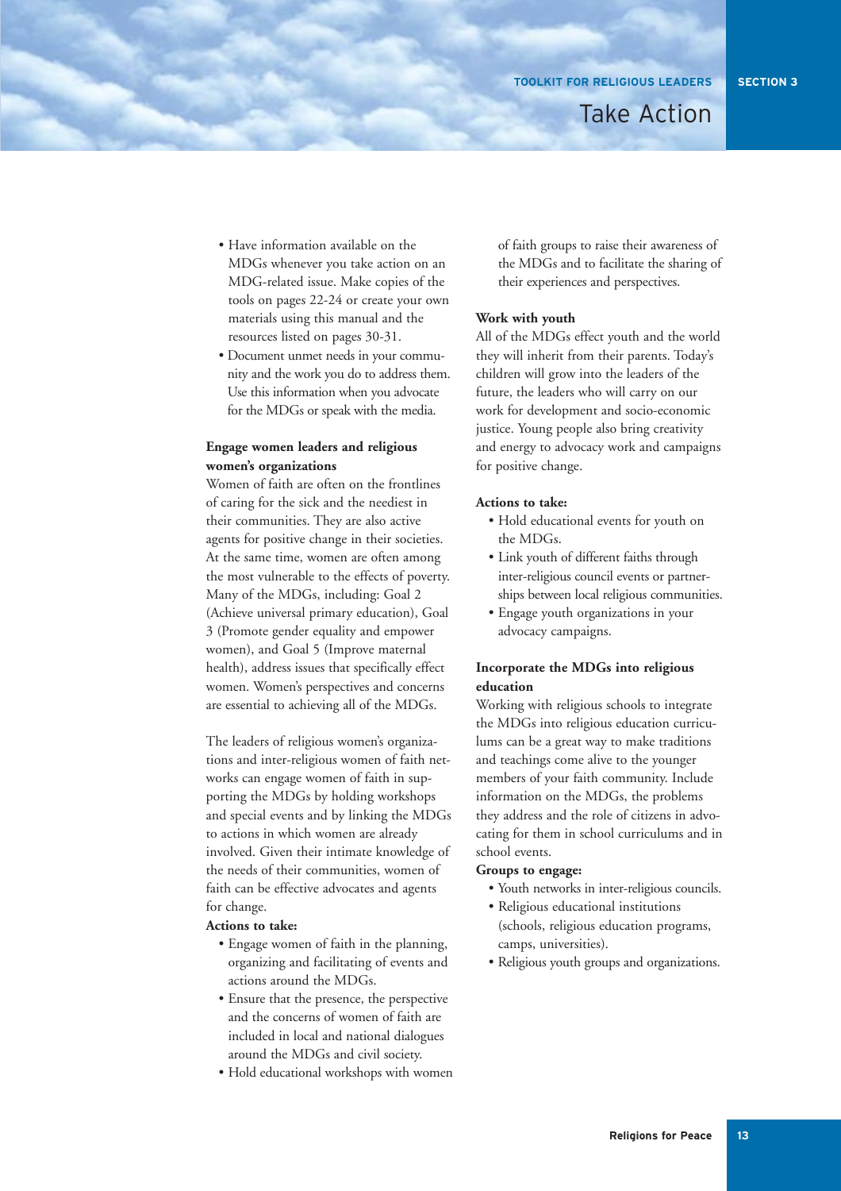- Have information available on the MDGs whenever you take action on an MDG-related issue. Make copies of the tools on pages 22-24 or create your own materials using this manual and the resources listed on pages 30-31.
- Document unmet needs in your community and the work you do to address them. Use this information when you advocate for the MDGs or speak with the media.

**Engage women leaders and religious women's organizations**

Women of faith are often on the frontlines of caring for the sick and the neediest in their communities. They are also active agents for positive change in their societies. At the same time, women are often among the most vulnerable to the effects of poverty. Many of the MDGs, including: Goal 2 (Achieve universal primary education), Goal 3 (Promote gender equality and empower women), and Goal 5 (Improve maternal health), address issues that specifically effect women. Women's perspectives and concerns are essential to achieving all of the MDGs.

The leaders of religious women's organizations and inter-religious women of faith networks can engage women of faith in supporting the MDGs by holding workshops and special events and by linking the MDGs to actions in which women are already involved. Given their intimate knowledge of the needs of their communities, women of faith can be effective advocates and agents for change.

**Actions to take:**

- Engage women of faith in the planning, organizing and facilitating of events and actions around the MDGs.
- Ensure that the presence, the perspective and the concerns of women of faith are included in local and national dialogues around the MDGs and civil society.
- Hold educational workshops with women of faith groups to raise their awareness of the MDGs and to facilitate the sharing of their experiences and perspectives.

**Work with youth**

All of the MDGs effect youth and the world they will inherit from their parents. Today's children will grow into the leaders of the future, the leaders who will carry on our work for development and socio-economic justice. Young people also bring creativity and energy to advocacy work and campaigns for positive change.

**Actions to take:**

- Hold educational events for youth on the MDGs.
- Link youth of different faiths through inter-religious council events or partnerships between local religious communities.
- Engage youth organizations in your advocacy campaigns.

**Incorporate the MDGs into religious education**

Working with religious schools to integrate the MDGs into religious education curriculums can be a great way to make traditions and teachings come alive to the younger members of your faith community. Include information on the MDGs, the problems they address and the role of citizens in advocating for them in school curriculums and in school events.

**Groups to engage:**

- Youth networks in inter-religious councils.
- Religious educational institutions (schools, religious education programs, camps, universities).
- Religious youth groups and organizations.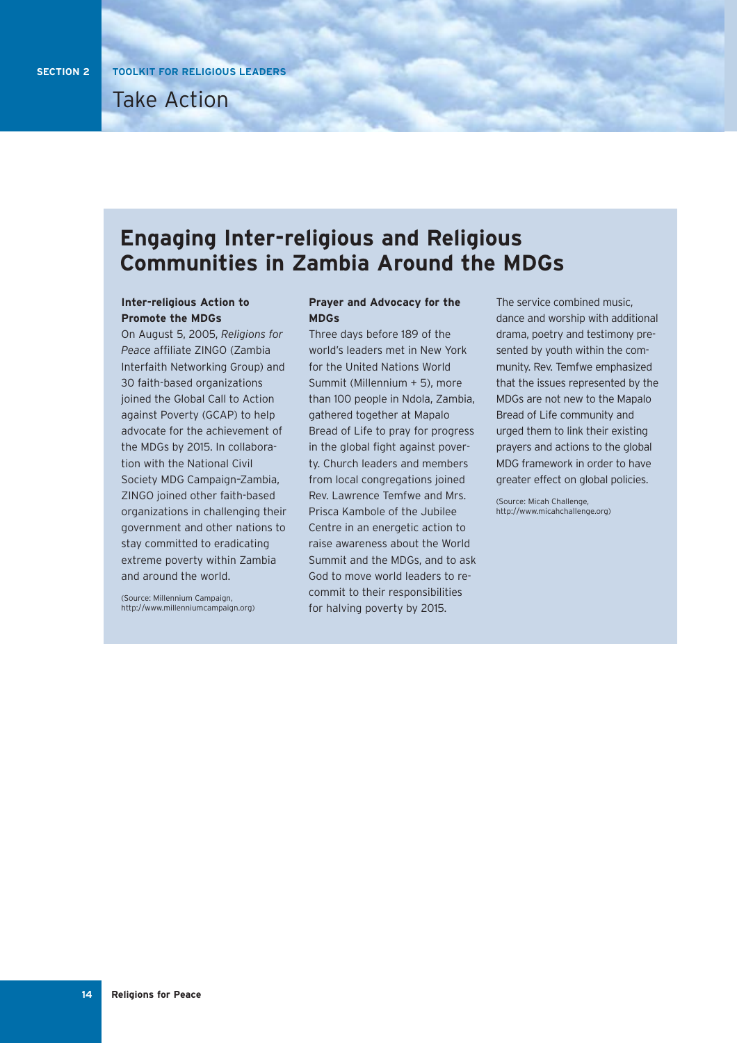# Take Action

## Engaging Inter-religious and Religious Communities in Zambia Around the MDGs

### Inter-religious Action to Promote the MDGs

On August 5, 2005, *Religions for Peace* affiliate ZINGO (Zambia Interfaith Networking Group) and 30 faith-based organizations joined the Global Call to Action against Poverty (GCAP) to help advocate for the achievement of the MDGs by 2015. In collaboration with the National Civil Society MDG Campaign-Zambia, ZINGO joined other faith-based organizations in challenging their government and other nations to stay committed to eradicating extreme poverty within Zambia and around the world.

(Source: Millennium Campaign, http://www.millenniumcampaign.org)

### Prayer and Advocacy for the MDGs

Three days before 189 of the world's leaders met in New York for the United Nations World Summit (Millennium + 5), more than 100 people in Ndola, Zambia, gathered together at Mapalo Bread of Life to pray for progress in the global fight against poverty. Church leaders and members from local congregations joined Rev. Lawrence Temfwe and Mrs. Prisca Kambole of the Jubilee Centre in an energetic action to raise awareness about the World Summit and the MDGs, and to ask God to move world leaders to recommit to their responsibilities for halving poverty by 2015.

The service combined music, dance and worship with additional drama, poetry and testimony presented by youth within the community. Rev. Temfwe emphasized that the issues represented by the MDGs are not new to the Mapalo Bread of Life community and urged them to link their existing prayers and actions to the global MDG framework in order to have greater effect on global policies.

(Source: Micah Challenge, http://www.micahchallenge.org)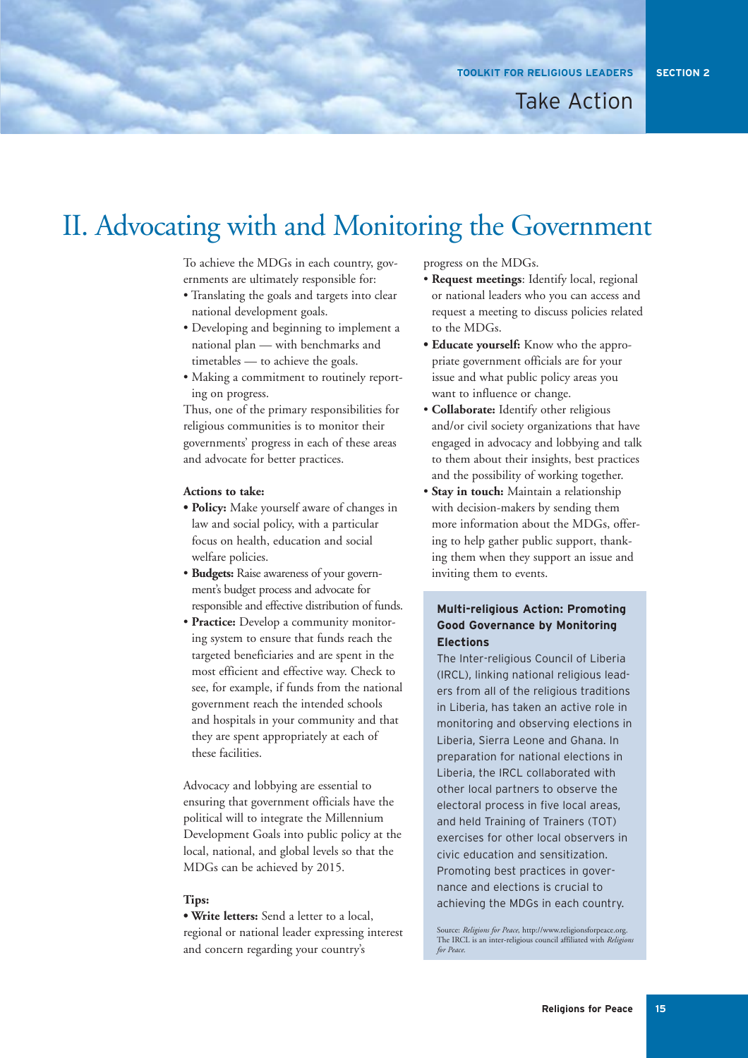# II. Advocating with and Monitoring the Government

To achieve the MDGs in each country, governments are ultimately responsible for:

- Translating the goals and targets into clear national development goals.
- Developing and beginning to implement a national plan — with benchmarks and timetables — to achieve the goals.
- Making a commitment to routinely reporting on progress.

Thus, one of the primary responsibilities for religious communities is to monitor their governments' progress in each of these areas and advocate for better practices.

**Actions to take:**

- **Policy:** Make yourself aware of changes in law and social policy, with a particular focus on health, education and social welfare policies.
- **Budgets:** Raise awareness of your government's budget process and advocate for responsible and effective distribution of funds.
- **Practice:** Develop a community monitoring system to ensure that funds reach the targeted beneficiaries and are spent in the most efficient and effective way. Check to see, for example, if funds from the national government reach the intended schools and hospitals in your community and that they are spent appropriately at each of these facilities.

Advocacy and lobbying are essential to ensuring that government officials have the political will to integrate the Millennium Development Goals into public policy at the local, national, and global levels so that the MDGs can be achieved by 2015.

**Tips:**

- **Write letters:** Send a letter to a local, regional or national leader expressing interest and concern regarding your country's progress on the MDGs.
- **Request meetings**: Identify local, regional or national leaders who you can access and request a meeting to discuss policies related to the MDGs.
- **Educate yourself:** Know who the appropriate government officials are for your issue and what public policy areas you want to influence or change.
- **Collaborate:** Identify other religious and/or civil society organizations that have engaged in advocacy and lobbying and talk to them about their insights, best practices and the possibility of working together.
- **Stay in touch:** Maintain a relationship with decision-makers by sending them more information about the MDGs, offering to help gather public support, thanking them when they support an issue and inviting them to events.

**Multi-religious Action: Promoting Good Governance by Monitoring Elections**

The Inter-religious Council of Liberia (IRCL), linking national religious leaders from all of the religious traditions in Liberia, has taken an active role in monitoring and observing elections in Liberia, Sierra Leone and Ghana. In preparation for national elections in Liberia, the IRCL collaborated with other local partners to observe the electoral process in five local areas, and held Training of Trainers (TOT) exercises for other local observers in civic education and sensitization. Promoting best practices in governance and elections is crucial to achieving the MDGs in each country.

Source: *Religions for Peace*, http://www.religionsforpeace.org. The IRCL is an inter-religious council affiliated with *Religions for Peace.*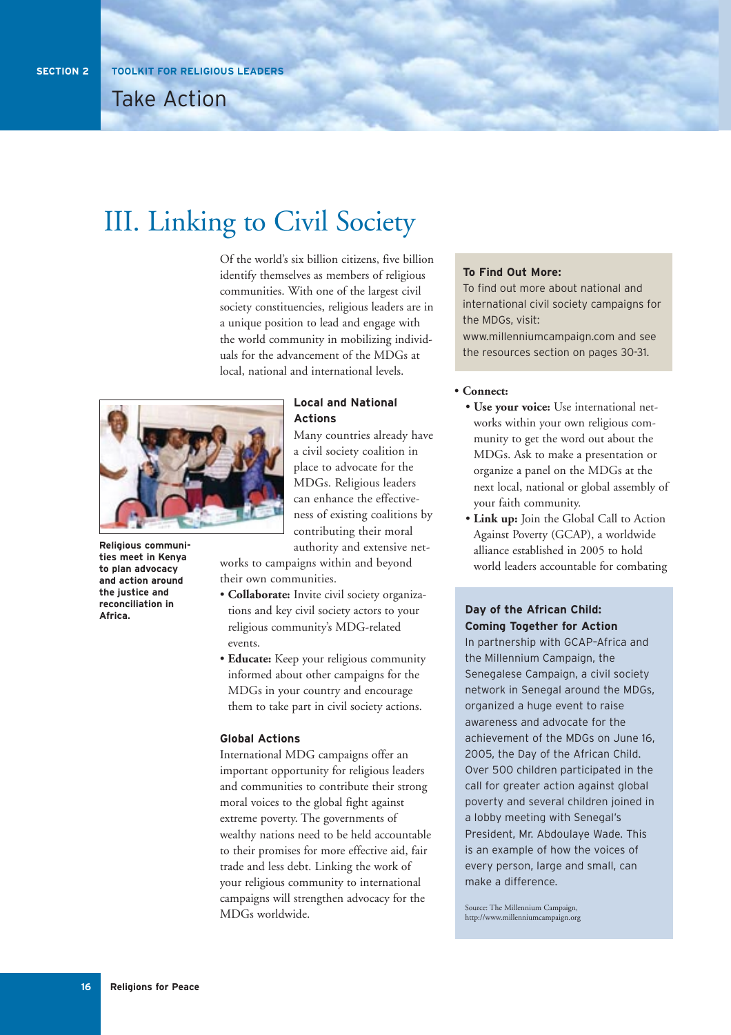# III. Linking to Civil Society

Of the world's six billion citizens, five billion identify themselves as members of religious communities. With one of the largest civil society constituencies, religious leaders are in a unique position to lead and engage with the world community in mobilizing individuals for the advancement of the MDGs at local, national and international levels.

Religious communities meet in Kenya to plan advocacy and action around the justice and reconciliation in Africa.

### Local and National Actions

Many countries already have a civil society coalition in place to advocate for the MDGs. Religious leaders can enhance the effectiveness of existing coalitions by contributing their moral authority and extensive networks to campaigns within and beyond their own communities.

- **Collaborate:** Invite civil society organizations and key civil society actors to your religious community's MDG-related events.
- **Educate:** Keep your religious community informed about other campaigns for the MDGs in your country and encourage them to take part in civil society actions.

### Global Actions

International MDG campaigns offer an important opportunity for religious leaders and communities to contribute their strong moral voices to the global fight against extreme poverty. The governments of wealthy nations need to be held accountable to their promises for more effective aid, fair trade and less debt. Linking the work of your religious community to international campaigns will strengthen advocacy for the MDGs worldwide.

**To Find Out More:**
To find out more about national and international civil society campaigns for the MDGs, visit: www.millenniumcampaign.com and see the resources section on pages 30-31.

- **Connect:**
  - **Use your voice:** Use international networks within your own religious community to get the word out about the MDGs. Ask to make a presentation or organize a panel on the MDGs at the next local, national or global assembly of your faith community.
  - **Link up:** Join the Global Call to Action Against Poverty (GCAP), a worldwide alliance established in 2005 to hold world leaders accountable for combating

**Day of the African Child: Coming Together for Action**

In partnership with GCAP-Africa and the Millennium Campaign, the Senegalese Campaign, a civil society network in Senegal around the MDGs, organized a huge event to raise awareness and advocate for the achievement of the MDGs on June 16, 2005, the Day of the African Child. Over 500 children participated in the call for greater action against global poverty and several children joined in a lobby meeting with Senegal's President, Mr. Abdoulaye Wade. This is an example of how the voices of every person, large and small, can make a difference.

Source: The Millennium Campaign, http://www.millenniumcampaign.org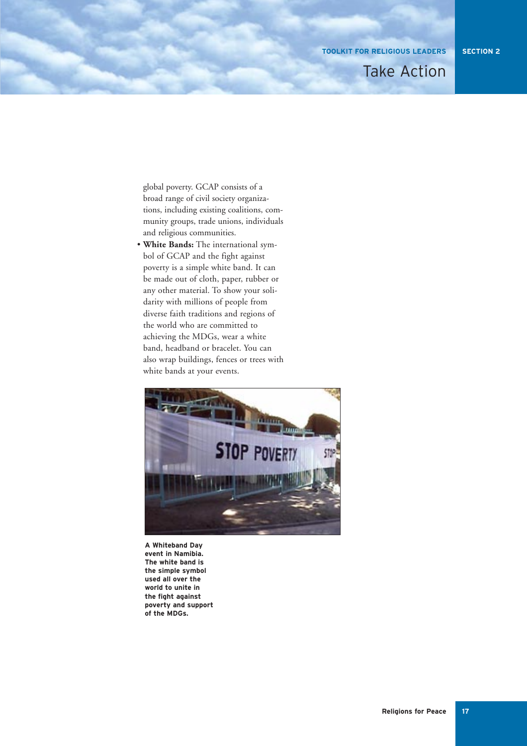global poverty. GCAP consists of a broad range of civil society organizations, including existing coalitions, community groups, trade unions, individuals and religious communities.

- **White Bands:** The international symbol of GCAP and the fight against poverty is a simple white band. It can be made out of cloth, paper, rubber or any other material. To show your solidarity with millions of people from diverse faith traditions and regions of the world who are committed to achieving the MDGs, wear a white band, headband or bracelet. You can also wrap buildings, fences or trees with white bands at your events.

**A Whiteband Day event in Namibia. The white band is the simple symbol used all over the world to unite in the fight against poverty and support of the MDGs.**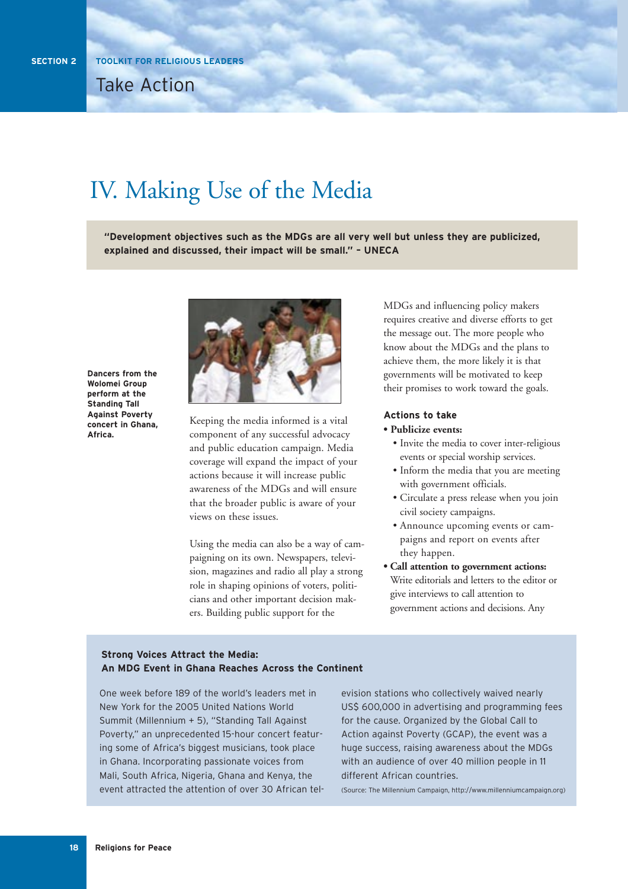# IV. Making Use of the Media

**"Development objectives such as the MDGs are all very well but unless they are publicized, explained and discussed, their impact will be small." – UNECA**

**Dancers from the Wolomei Group perform at the Standing Tall Against Poverty concert in Ghana, Africa.**

Keeping the media informed is a vital component of any successful advocacy and public education campaign. Media coverage will expand the impact of your actions because it will increase public awareness of the MDGs and will ensure that the broader public is aware of your views on these issues.

Using the media can also be a way of campaigning on its own. Newspapers, television, magazines and radio all play a strong role in shaping opinions of voters, politicians and other important decision makers. Building public support for the MDGs and influencing policy makers requires creative and diverse efforts to get the message out. The more people who know about the MDGs and the plans to achieve them, the more likely it is that governments will be motivated to keep their promises to work toward the goals.

### Actions to take

- **Publicize events:**
  - Invite the media to cover inter-religious events or special worship services.
  - Inform the media that you are meeting with government officials.
  - Circulate a press release when you join civil society campaigns.
  - Announce upcoming events or campaigns and report on events after they happen.
- **Call attention to government actions:** Write editorials and letters to the editor or give interviews to call attention to government actions and decisions. Any

**Strong Voices Attract the Media:**
**An MDG Event in Ghana Reaches Across the Continent**

One week before 189 of the world's leaders met in New York for the 2005 United Nations World Summit (Millennium + 5), "Standing Tall Against Poverty," an unprecedented 15-hour concert featuring some of Africa's biggest musicians, took place in Ghana. Incorporating passionate voices from Mali, South Africa, Nigeria, Ghana and Kenya, the event attracted the attention of over 30 African television stations who collectively waived nearly US$ 600,000 in advertising and programming fees for the cause. Organized by the Global Call to Action against Poverty (GCAP), the event was a huge success, raising awareness about the MDGs with an audience of over 40 million people in 11 different African countries.

(Source: The Millennium Campaign, http://www.millenniumcampaign.org)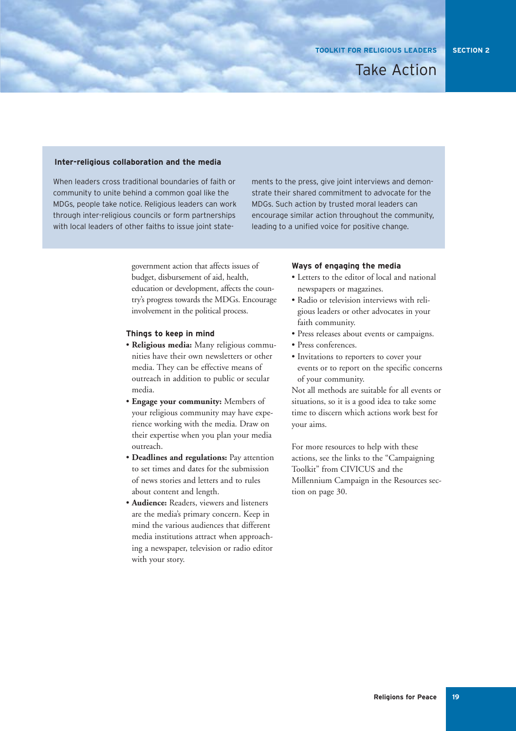### Inter-religious collaboration and the media

When leaders cross traditional boundaries of faith or community to unite behind a common goal like the MDGs, people take notice. Religious leaders can work through inter-religious councils or form partnerships with local leaders of other faiths to issue joint statements to the press, give joint interviews and demonstrate their shared commitment to advocate for the MDGs. Such action by trusted moral leaders can encourage similar action throughout the community, leading to a unified voice for positive change.

government action that affects issues of budget, disbursement of aid, health, education or development, affects the country's progress towards the MDGs. Encourage involvement in the political process.

### Things to keep in mind

- **Religious media:** Many religious communities have their own newsletters or other media. They can be effective means of outreach in addition to public or secular media.
- **Engage your community:** Members of your religious community may have experience working with the media. Draw on their expertise when you plan your media outreach.
- **Deadlines and regulations:** Pay attention to set times and dates for the submission of news stories and letters and to rules about content and length.
- **Audience:** Readers, viewers and listeners are the media's primary concern. Keep in mind the various audiences that different media institutions attract when approaching a newspaper, television or radio editor with your story.

### Ways of engaging the media

- Letters to the editor of local and national newspapers or magazines.
- Radio or television interviews with religious leaders or other advocates in your faith community.
- Press releases about events or campaigns.
- Press conferences.
- Invitations to reporters to cover your events or to report on the specific concerns of your community.

Not all methods are suitable for all events or situations, so it is a good idea to take some time to discern which actions work best for your aims.

For more resources to help with these actions, see the links to the "Campaigning Toolkit" from CIVICUS and the Millennium Campaign in the Resources section on page 30.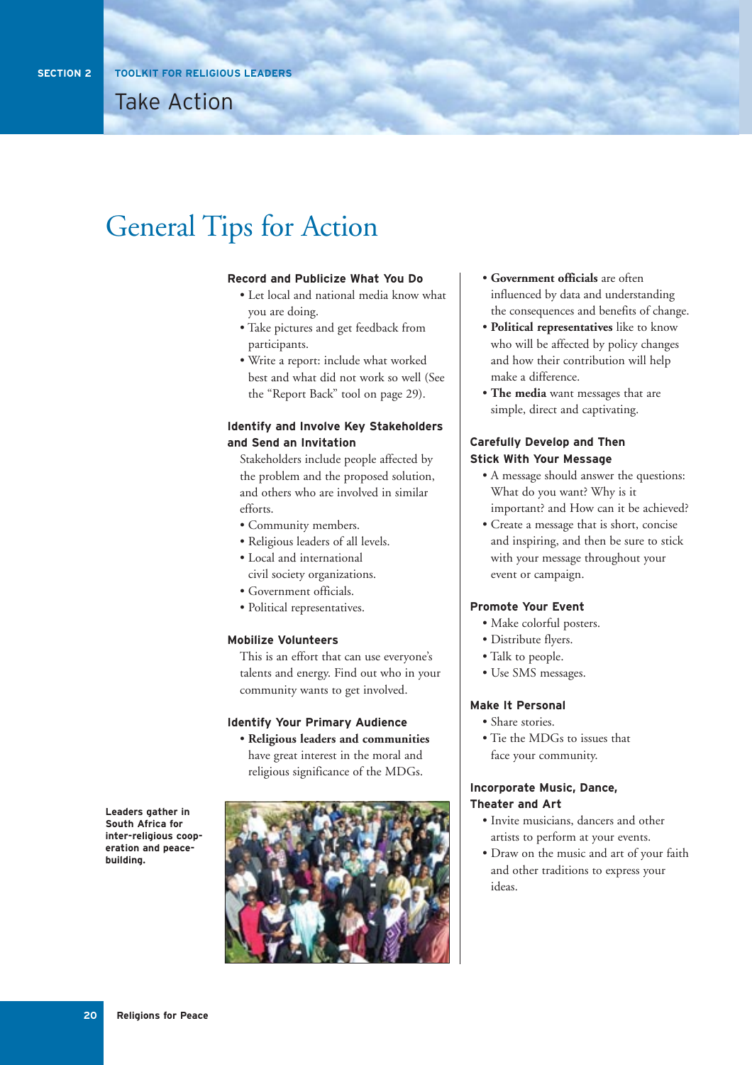# General Tips for Action

### Record and Publicize What You Do

- Let local and national media know what you are doing.
- Take pictures and get feedback from participants.
- Write a report: include what worked best and what did not work so well (See the "Report Back" tool on page 29).

### Identify and Involve Key Stakeholders and Send an Invitation

Stakeholders include people affected by the problem and the proposed solution, and others who are involved in similar efforts.

- Community members.
- Religious leaders of all levels.
- Local and international civil society organizations.
- Government officials.
- Political representatives.

### Mobilize Volunteers

This is an effort that can use everyone's talents and energy. Find out who in your community wants to get involved.

### Identify Your Primary Audience

- **Religious leaders and communities** have great interest in the moral and religious significance of the MDGs.
- **Government officials** are often influenced by data and understanding the consequences and benefits of change.
- **Political representatives** like to know who will be affected by policy changes and how their contribution will help make a difference.
- **The media** want messages that are simple, direct and captivating.

Leaders gather in South Africa for inter-religious cooperation and peace-building.

### Carefully Develop and Then Stick With Your Message

- A message should answer the questions: What do you want? Why is it important? and How can it be achieved?
- Create a message that is short, concise and inspiring, and then be sure to stick with your message throughout your event or campaign.

### Promote Your Event

- Make colorful posters.
- Distribute flyers.
- Talk to people.
- Use SMS messages.

### Make It Personal

- Share stories.
- Tie the MDGs to issues that face your community.

### Incorporate Music, Dance, Theater and Art

- Invite musicians, dancers and other artists to perform at your events.
- Draw on the music and art of your faith and other traditions to express your ideas.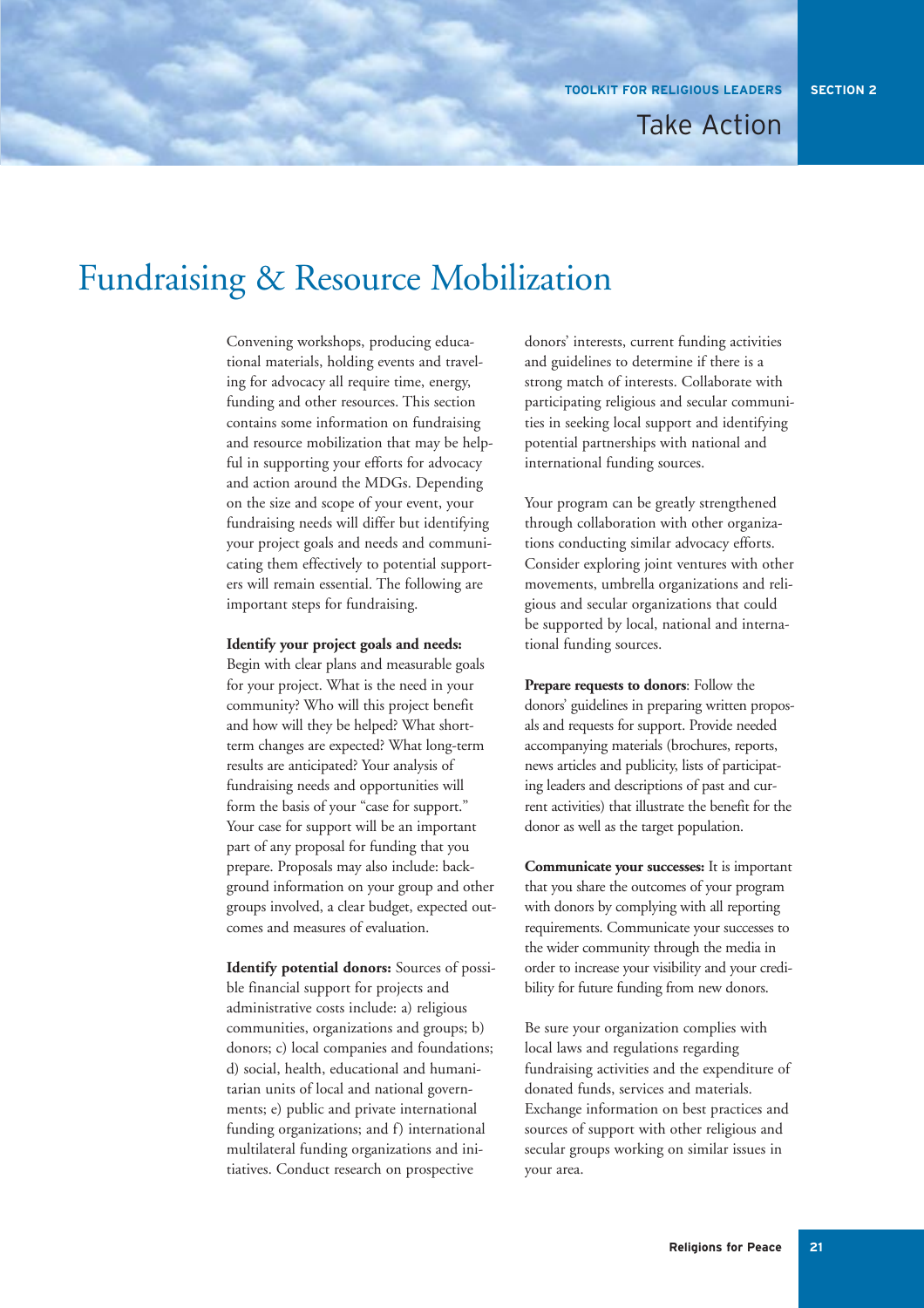# Fundraising & Resource Mobilization

Convening workshops, producing educational materials, holding events and traveling for advocacy all require time, energy, funding and other resources. This section contains some information on fundraising and resource mobilization that may be helpful in supporting your efforts for advocacy and action around the MDGs. Depending on the size and scope of your event, your fundraising needs will differ but identifying your project goals and needs and communicating them effectively to potential supporters will remain essential. The following are important steps for fundraising.

**Identify your project goals and needs:** Begin with clear plans and measurable goals for your project. What is the need in your community? Who will this project benefit and how will they be helped? What short-term changes are expected? What long-term results are anticipated? Your analysis of fundraising needs and opportunities will form the basis of your "case for support." Your case for support will be an important part of any proposal for funding that you prepare. Proposals may also include: background information on your group and other groups involved, a clear budget, expected outcomes and measures of evaluation.

**Identify potential donors:** Sources of possible financial support for projects and administrative costs include: a) religious communities, organizations and groups; b) donors; c) local companies and foundations; d) social, health, educational and humanitarian units of local and national governments; e) public and private international funding organizations; and f) international multilateral funding organizations and initiatives. Conduct research on prospective donors' interests, current funding activities and guidelines to determine if there is a strong match of interests. Collaborate with participating religious and secular communities in seeking local support and identifying potential partnerships with national and international funding sources.

Your program can be greatly strengthened through collaboration with other organizations conducting similar advocacy efforts. Consider exploring joint ventures with other movements, umbrella organizations and religious and secular organizations that could be supported by local, national and international funding sources.

**Prepare requests to donors**: Follow the donors' guidelines in preparing written proposals and requests for support. Provide needed accompanying materials (brochures, reports, news articles and publicity, lists of participating leaders and descriptions of past and current activities) that illustrate the benefit for the donor as well as the target population.

**Communicate your successes:** It is important that you share the outcomes of your program with donors by complying with all reporting requirements. Communicate your successes to the wider community through the media in order to increase your visibility and your credibility for future funding from new donors.

Be sure your organization complies with local laws and regulations regarding fundraising activities and the expenditure of donated funds, services and materials. Exchange information on best practices and sources of support with other religious and secular groups working on similar issues in your area.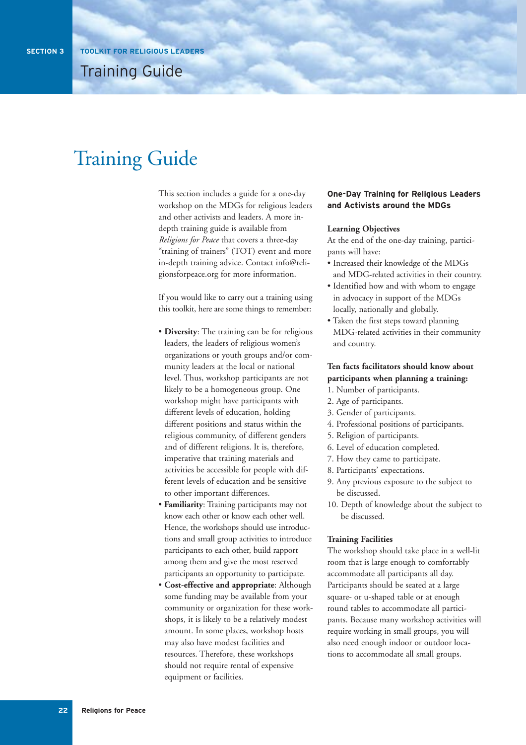# Training Guide

This section includes a guide for a one-day workshop on the MDGs for religious leaders and other activists and leaders. A more in-depth training guide is available from *Religions for Peace* that covers a three-day "training of trainers" (TOT) event and more in-depth training advice. Contact info@religionsforpeace.org for more information.

If you would like to carry out a training using this toolkit, here are some things to remember:

- **Diversity**: The training can be for religious leaders, the leaders of religious women's organizations or youth groups and/or community leaders at the local or national level. Thus, workshop participants are not likely to be a homogeneous group. One workshop might have participants with different levels of education, holding different positions and status within the religious community, of different genders and of different religions. It is, therefore, imperative that training materials and activities be accessible for people with different levels of education and be sensitive to other important differences.
- **Familiarity**: Training participants may not know each other or know each other well. Hence, the workshops should use introductions and small group activities to introduce participants to each other, build rapport among them and give the most reserved participants an opportunity to participate.
- **Cost-effective and appropriate**: Although some funding may be available from your community or organization for these workshops, it is likely to be a relatively modest amount. In some places, workshop hosts may also have modest facilities and resources. Therefore, these workshops should not require rental of expensive equipment or facilities.

## One-Day Training for Religious Leaders and Activists around the MDGs

### Learning Objectives

At the end of the one-day training, participants will have:

- Increased their knowledge of the MDGs and MDG-related activities in their country.
- Identified how and with whom to engage in advocacy in support of the MDGs locally, nationally and globally.
- Taken the first steps toward planning MDG-related activities in their community and country.

### Ten facts facilitators should know about participants when planning a training:

1. Number of participants.
2. Age of participants.
3. Gender of participants.
4. Professional positions of participants.
5. Religion of participants.
6. Level of education completed.
7. How they came to participate.
8. Participants' expectations.
9. Any previous exposure to the subject to be discussed.
10. Depth of knowledge about the subject to be discussed.

### Training Facilities

The workshop should take place in a well-lit room that is large enough to comfortably accommodate all participants all day. Participants should be seated at a large square- or u-shaped table or at enough round tables to accommodate all participants. Because many workshop activities will require working in small groups, you will also need enough indoor or outdoor locations to accommodate all small groups.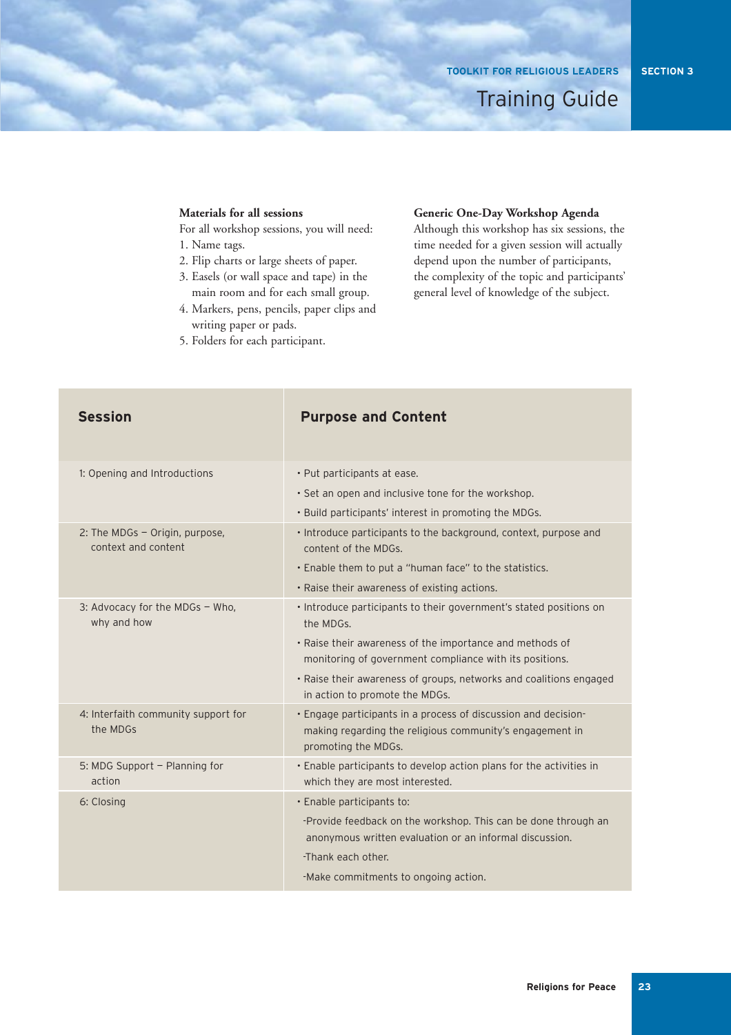**Materials for all sessions**

For all workshop sessions, you will need:

1. Name tags.
2. Flip charts or large sheets of paper.
3. Easels (or wall space and tape) in the main room and for each small group.
4. Markers, pens, pencils, paper clips and writing paper or pads.
5. Folders for each participant.

**Generic One-Day Workshop Agenda**

Although this workshop has six sessions, the time needed for a given session will actually depend upon the number of participants, the complexity of the topic and participants' general level of knowledge of the subject.

| Session | Purpose and Content |
|---|---|
| 1: Opening and Introductions | • Put participants at ease.<br>• Set an open and inclusive tone for the workshop.<br>• Build participants' interest in promoting the MDGs. |
| 2: The MDGs – Origin, purpose, context and content | • Introduce participants to the background, context, purpose and content of the MDGs.<br>• Enable them to put a "human face" to the statistics.<br>• Raise their awareness of existing actions. |
| 3: Advocacy for the MDGs – Who, why and how | • Introduce participants to their government's stated positions on the MDGs.<br>• Raise their awareness of the importance and methods of monitoring of government compliance with its positions.<br>• Raise their awareness of groups, networks and coalitions engaged in action to promote the MDGs. |
| 4: Interfaith community support for the MDGs | • Engage participants in a process of discussion and decision-making regarding the religious community's engagement in promoting the MDGs. |
| 5: MDG Support – Planning for action | • Enable participants to develop action plans for the activities in which they are most interested. |
| 6: Closing | • Enable participants to:<br>-Provide feedback on the workshop. This can be done through an anonymous written evaluation or an informal discussion.<br>-Thank each other.<br>-Make commitments to ongoing action. |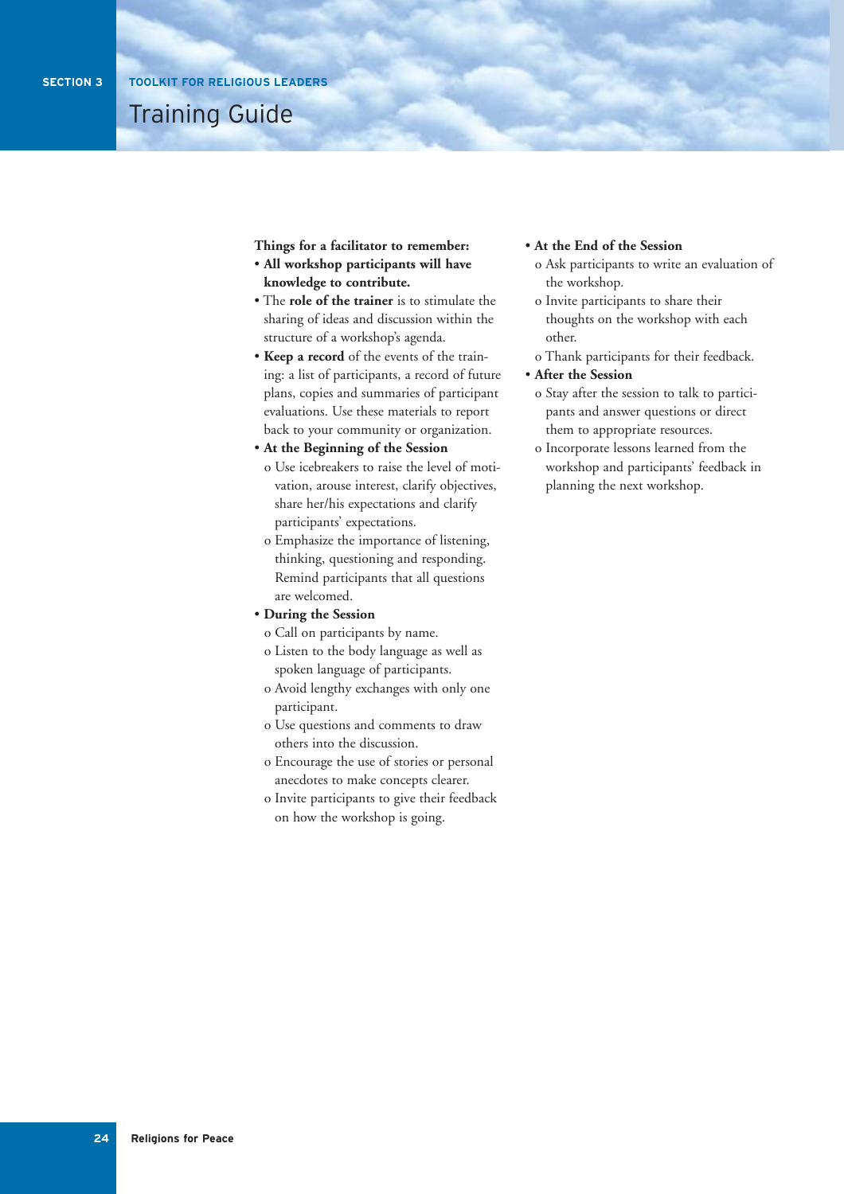## Training Guide

**Things for a facilitator to remember:**

- **All workshop participants will have knowledge to contribute.**
- The **role of the trainer** is to stimulate the sharing of ideas and discussion within the structure of a workshop's agenda.
- **Keep a record** of the events of the training: a list of participants, a record of future plans, copies and summaries of participant evaluations. Use these materials to report back to your community or organization.
- **At the Beginning of the Session**
  - Use icebreakers to raise the level of motivation, arouse interest, clarify objectives, share her/his expectations and clarify participants' expectations.
  - Emphasize the importance of listening, thinking, questioning and responding. Remind participants that all questions are welcomed.
- **During the Session**
  - Call on participants by name.
  - Listen to the body language as well as spoken language of participants.
  - Avoid lengthy exchanges with only one participant.
  - Use questions and comments to draw others into the discussion.
  - Encourage the use of stories or personal anecdotes to make concepts clearer.
  - Invite participants to give their feedback on how the workshop is going.
- **At the End of the Session**
  - Ask participants to write an evaluation of the workshop.
  - Invite participants to share their thoughts on the workshop with each other.
  - Thank participants for their feedback.
- **After the Session**
  - Stay after the session to talk to participants and answer questions or direct them to appropriate resources.
  - Incorporate lessons learned from the workshop and participants' feedback in planning the next workshop.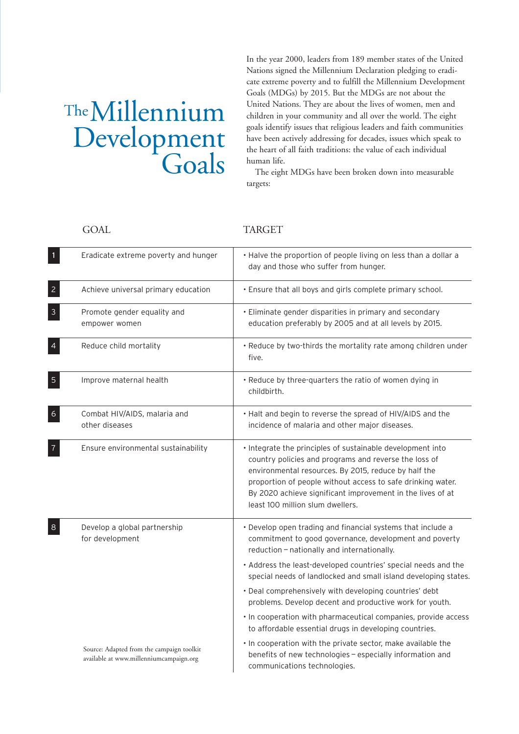# The Millennium Development Goals

In the year 2000, leaders from 189 member states of the United Nations signed the Millennium Declaration pledging to eradicate extreme poverty and to fulfill the Millennium Development Goals (MDGs) by 2015. But the MDGs are not about the United Nations. They are about the lives of women, men and children in your community and all over the world. The eight goals identify issues that religious leaders and faith communities have been actively addressing for decades, issues which speak to the heart of all faith traditions: the value of each individual human life.

The eight MDGs have been broken down into measurable targets:

| | GOAL | TARGET |
|---|---|---|
| 1 | Eradicate extreme poverty and hunger | • Halve the proportion of people living on less than a dollar a day and those who suffer from hunger. |
| 2 | Achieve universal primary education | • Ensure that all boys and girls complete primary school. |
| 3 | Promote gender equality and empower women | • Eliminate gender disparities in primary and secondary education preferably by 2005 and at all levels by 2015. |
| 4 | Reduce child mortality | • Reduce by two-thirds the mortality rate among children under five. |
| 5 | Improve maternal health | • Reduce by three-quarters the ratio of women dying in childbirth. |
| 6 | Combat HIV/AIDS, malaria and other diseases | • Halt and begin to reverse the spread of HIV/AIDS and the incidence of malaria and other major diseases. |
| 7 | Ensure environmental sustainability | • Integrate the principles of sustainable development into country policies and programs and reverse the loss of environmental resources. By 2015, reduce by half the proportion of people without access to safe drinking water. By 2020 achieve significant improvement in the lives of at least 100 million slum dwellers. |
| 8 | Develop a global partnership for development | • Develop open trading and financial systems that include a commitment to good governance, development and poverty reduction – nationally and internationally.<br>• Address the least-developed countries' special needs and the special needs of landlocked and small island developing states.<br>• Deal comprehensively with developing countries' debt problems. Develop decent and productive work for youth.<br>• In cooperation with pharmaceutical companies, provide access to affordable essential drugs in developing countries.<br>• In cooperation with the private sector, make available the benefits of new technologies – especially information and communications technologies. |

Source: Adapted from the campaign toolkit available at www.millenniumcampaign.org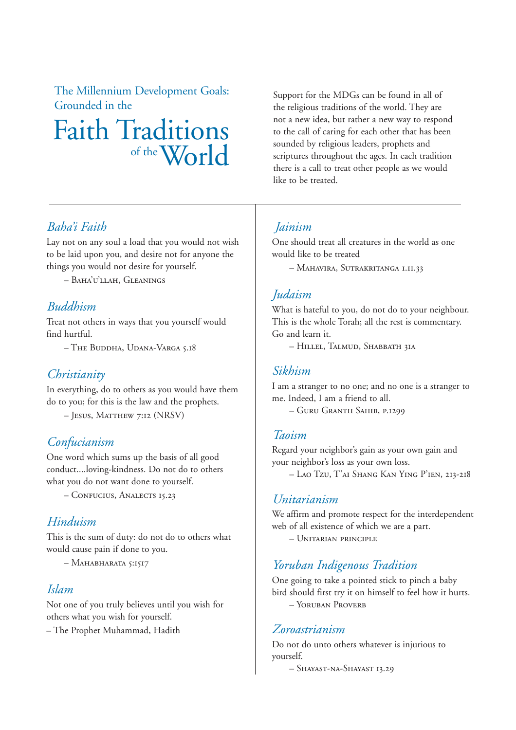# The Millennium Development Goals: Grounded in the Faith Traditions of the World

Support for the MDGs can be found in all of the religious traditions of the world. They are not a new idea, but rather a new way to respond to the call of caring for each other that has been sounded by religious leaders, prophets and scriptures throughout the ages. In each tradition there is a call to treat other people as we would like to be treated.

## *Baha'i Faith*

Lay not on any soul a load that you would not wish to be laid upon you, and desire not for anyone the things you would not desire for yourself.

– Baha'u'llah, Gleanings

## *Buddhism*

Treat not others in ways that you yourself would find hurtful.

– The Buddha, Udana-Varga 5.18

## *Christianity*

In everything, do to others as you would have them do to you; for this is the law and the prophets.

– Jesus, Matthew 7:12 (NRSV)

## *Confucianism*

One word which sums up the basis of all good conduct....loving-kindness. Do not do to others what you do not want done to yourself.

– Confucius, Analects 15.23

## *Hinduism*

This is the sum of duty: do not do to others what would cause pain if done to you.

– Mahabharata 5:1517

## *Islam*

Not one of you truly believes until you wish for others what you wish for yourself.

– The Prophet Muhammad, Hadith

## *Jainism*

One should treat all creatures in the world as one would like to be treated

– Mahavira, Sutrakritanga 1.11.33

## *Judaism*

What is hateful to you, do not do to your neighbour. This is the whole Torah; all the rest is commentary. Go and learn it.

– Hillel, Talmud, Shabbath 31a

## *Sikhism*

I am a stranger to no one; and no one is a stranger to me. Indeed, I am a friend to all.

– Guru Granth Sahib, p.1299

## *Taoism*

Regard your neighbor's gain as your own gain and your neighbor's loss as your own loss.

– Lao Tzu, T'ai Shang Kan Ying P'ien, 213-218

## *Unitarianism*

We affirm and promote respect for the interdependent web of all existence of which we are a part.

– Unitarian principle

## *Yoruban Indigenous Tradition*

One going to take a pointed stick to pinch a baby bird should first try it on himself to feel how it hurts.

– Yoruban Proverb

## *Zoroastrianism*

Do not do unto others whatever is injurious to yourself.

– Shayast-na-Shayast 13.29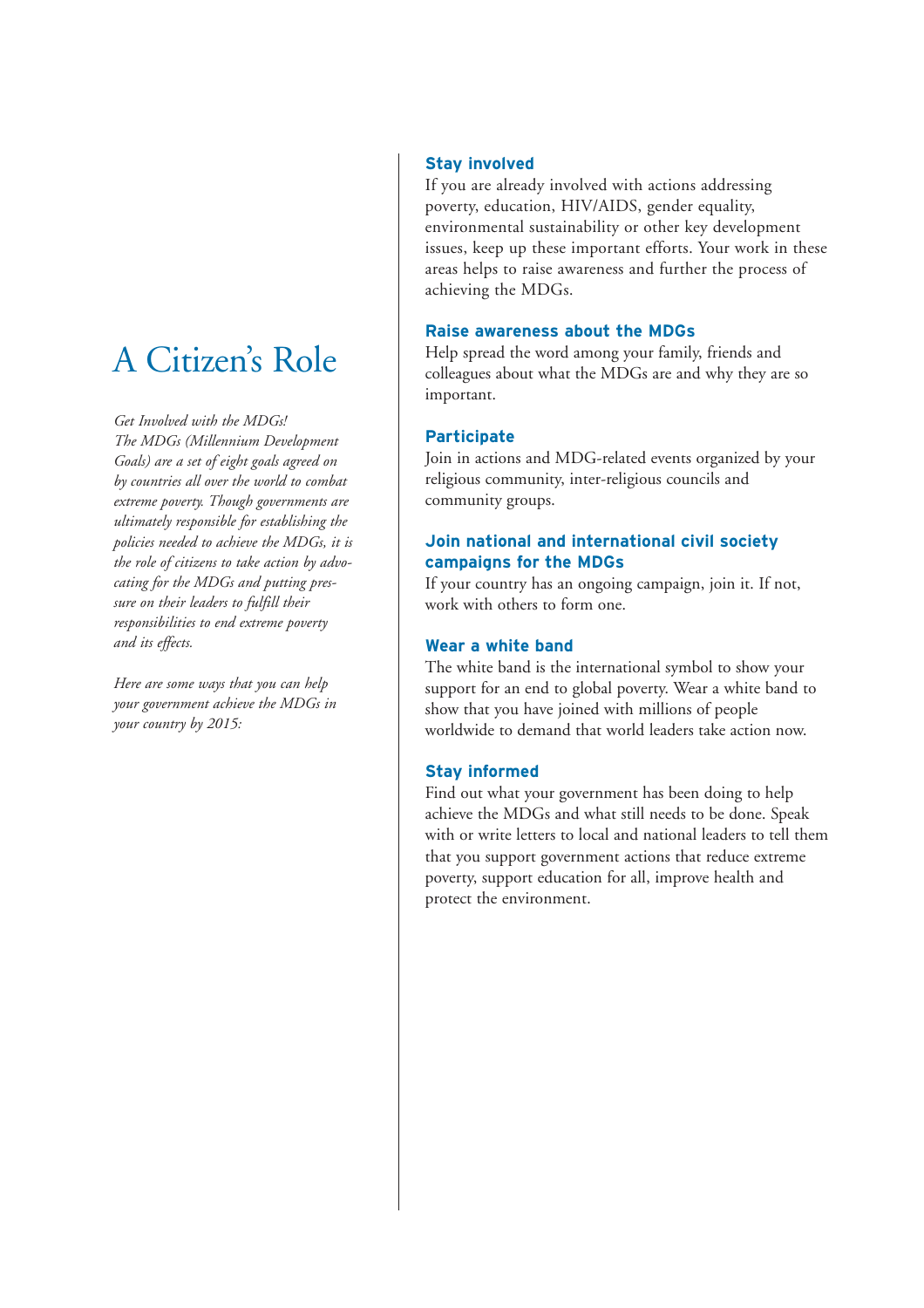# A Citizen's Role

*Get Involved with the MDGs!*
*The MDGs (Millennium Development Goals) are a set of eight goals agreed on by countries all over the world to combat extreme poverty. Though governments are ultimately responsible for establishing the policies needed to achieve the MDGs, it is the role of citizens to take action by advocating for the MDGs and putting pressure on their leaders to fulfill their responsibilities to end extreme poverty and its effects.*

*Here are some ways that you can help your government achieve the MDGs in your country by 2015:*

**Stay involved**
If you are already involved with actions addressing poverty, education, HIV/AIDS, gender equality, environmental sustainability or other key development issues, keep up these important efforts. Your work in these areas helps to raise awareness and further the process of achieving the MDGs.

**Raise awareness about the MDGs**
Help spread the word among your family, friends and colleagues about what the MDGs are and why they are so important.

**Participate**
Join in actions and MDG-related events organized by your religious community, inter-religious councils and community groups.

**Join national and international civil society campaigns for the MDGs**
If your country has an ongoing campaign, join it. If not, work with others to form one.

**Wear a white band**
The white band is the international symbol to show your support for an end to global poverty. Wear a white band to show that you have joined with millions of people worldwide to demand that world leaders take action now.

**Stay informed**
Find out what your government has been doing to help achieve the MDGs and what still needs to be done. Speak with or write letters to local and national leaders to tell them that you support government actions that reduce extreme poverty, support education for all, improve health and protect the environment.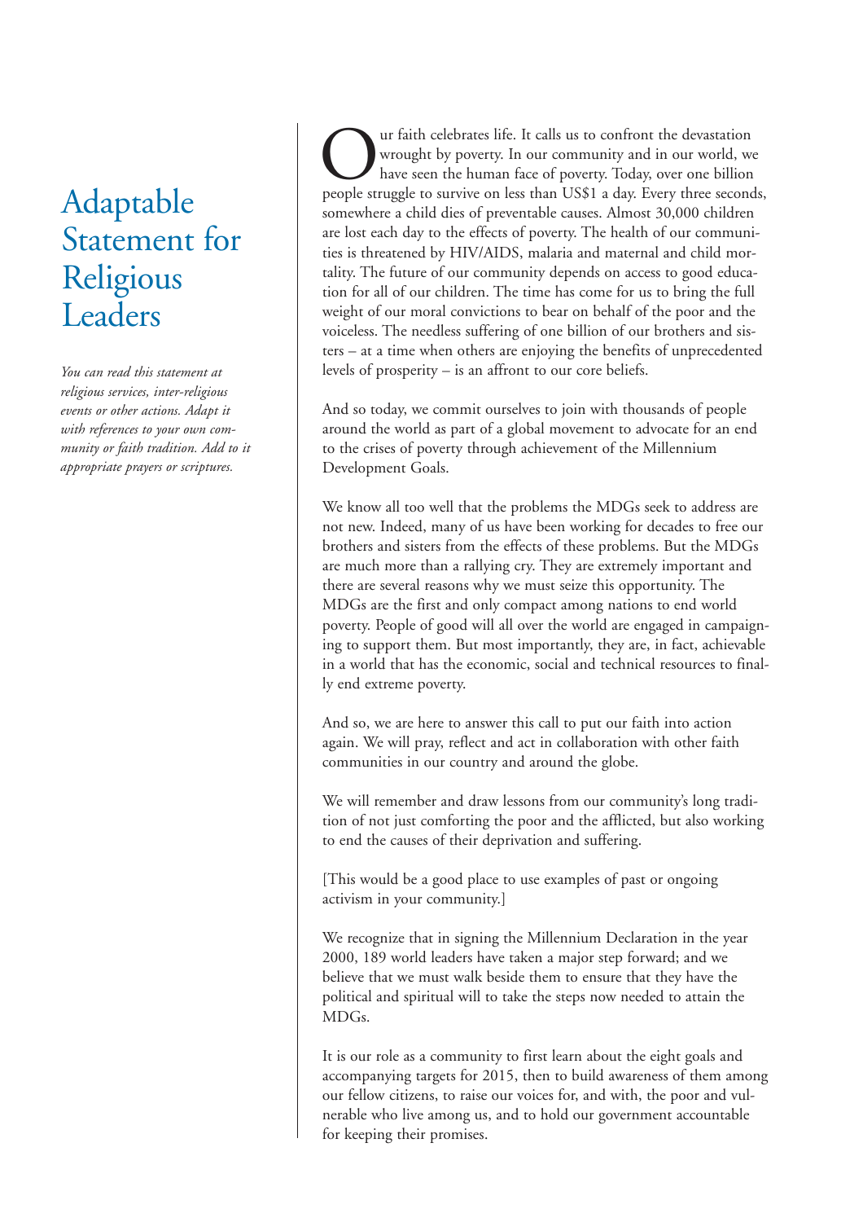# Adaptable Statement for Religious Leaders

*You can read this statement at religious services, inter-religious events or other actions. Adapt it with references to your own community or faith tradition. Add to it appropriate prayers or scriptures.*

Our faith celebrates life. It calls us to confront the devastation wrought by poverty. In our community and in our world, we have seen the human face of poverty. Today, over one billion people struggle to survive on less than US$1 a day. Every three seconds, somewhere a child dies of preventable causes. Almost 30,000 children are lost each day to the effects of poverty. The health of our communities is threatened by HIV/AIDS, malaria and maternal and child mortality. The future of our community depends on access to good education for all of our children. The time has come for us to bring the full weight of our moral convictions to bear on behalf of the poor and the voiceless. The needless suffering of one billion of our brothers and sisters – at a time when others are enjoying the benefits of unprecedented levels of prosperity – is an affront to our core beliefs.

And so today, we commit ourselves to join with thousands of people around the world as part of a global movement to advocate for an end to the crises of poverty through achievement of the Millennium Development Goals.

We know all too well that the problems the MDGs seek to address are not new. Indeed, many of us have been working for decades to free our brothers and sisters from the effects of these problems. But the MDGs are much more than a rallying cry. They are extremely important and there are several reasons why we must seize this opportunity. The MDGs are the first and only compact among nations to end world poverty. People of good will all over the world are engaged in campaigning to support them. But most importantly, they are, in fact, achievable in a world that has the economic, social and technical resources to finally end extreme poverty.

And so, we are here to answer this call to put our faith into action again. We will pray, reflect and act in collaboration with other faith communities in our country and around the globe.

We will remember and draw lessons from our community's long tradition of not just comforting the poor and the afflicted, but also working to end the causes of their deprivation and suffering.

[This would be a good place to use examples of past or ongoing activism in your community.]

We recognize that in signing the Millennium Declaration in the year 2000, 189 world leaders have taken a major step forward; and we believe that we must walk beside them to ensure that they have the political and spiritual will to take the steps now needed to attain the MDGs.

It is our role as a community to first learn about the eight goals and accompanying targets for 2015, then to build awareness of them among our fellow citizens, to raise our voices for, and with, the poor and vulnerable who live among us, and to hold our government accountable for keeping their promises.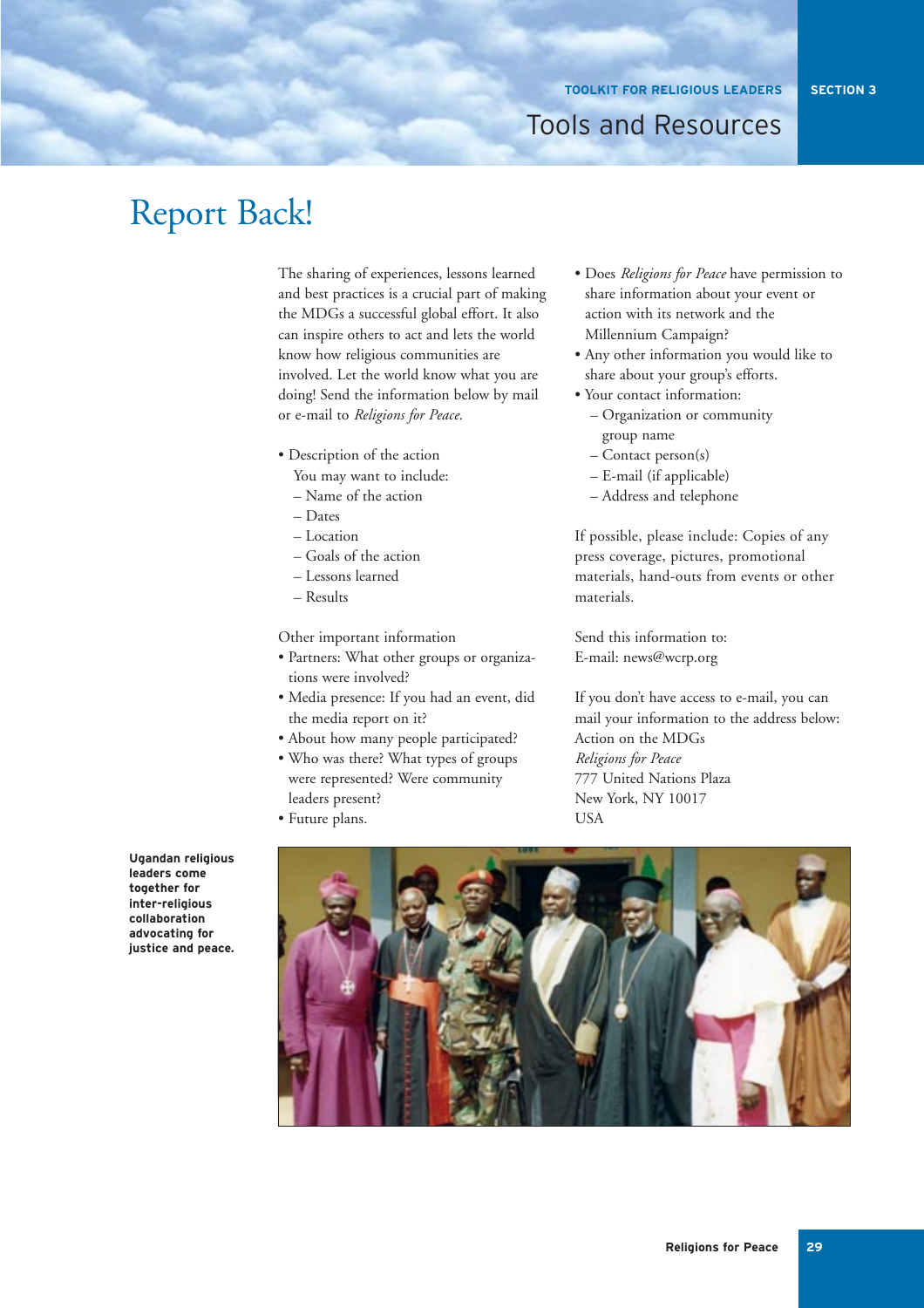# Report Back!

The sharing of experiences, lessons learned and best practices is a crucial part of making the MDGs a successful global effort. It also can inspire others to act and lets the world know how religious communities are involved. Let the world know what you are doing! Send the information below by mail or e-mail to *Religions for Peace*.

- Description of the action
  You may want to include:
  - Name of the action
  - Dates
  - Location
  - Goals of the action
  - Lessons learned
  - Results

Other important information

- Partners: What other groups or organizations were involved?
- Media presence: If you had an event, did the media report on it?
- About how many people participated?
- Who was there? What types of groups were represented? Were community leaders present?
- Future plans.
- Does *Religions for Peace* have permission to share information about your event or action with its network and the Millennium Campaign?
- Any other information you would like to share about your group's efforts.
- Your contact information:
  - Organization or community group name
  - Contact person(s)
  - E-mail (if applicable)
  - Address and telephone

If possible, please include: Copies of any press coverage, pictures, promotional materials, hand-outs from events or other materials.

Send this information to:
E-mail: news@wcrp.org

If you don't have access to e-mail, you can mail your information to the address below:
Action on the MDGs
*Religions for Peace*
777 United Nations Plaza
New York, NY 10017
USA

**Ugandan religious leaders come together for inter-religious collaboration advocating for justice and peace.**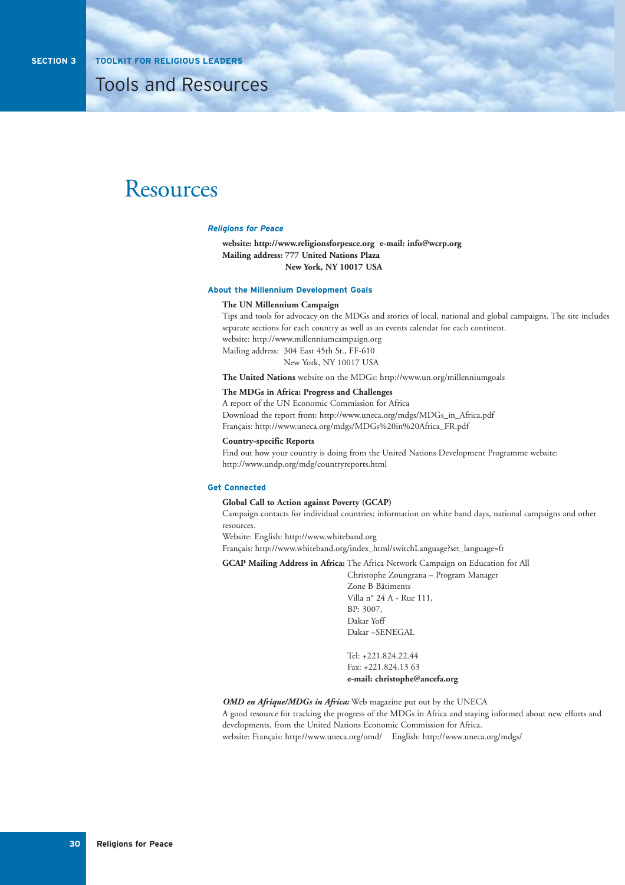# Resources

### *Religions for Peace*

**website: http://www.religionsforpeace.org e-mail: info@wcrp.org**
**Mailing address: 777 United Nations Plaza**
**New York, NY 10017 USA**

### About the Millennium Development Goals

**The UN Millennium Campaign**
Tips and tools for advocacy on the MDGs and stories of local, national and global campaigns. The site includes separate sections for each country as well as an events calendar for each continent.
website: http://www.millenniumcampaign.org
Mailing address: 304 East 45th St., FF-610
New York, NY 10017 USA

**The United Nations** website on the MDGs: http://www.un.org/millenniumgoals

**The MDGs in Africa: Progress and Challenges**
A report of the UN Economic Commission for Africa
Download the report from: http://www.uneca.org/mdgs/MDGs_in_Africa.pdf
Français: http://www.uneca.org/mdgs/MDGs%20in%20Africa_FR.pdf

**Country-specific Reports**
Find out how your country is doing from the United Nations Development Programme website:
http://www.undp.org/mdg/countryreports.html

### Get Connected

**Global Call to Action against Poverty (GCAP)**
Campaign contacts for individual countries; information on white band days, national campaigns and other resources.
Website: English: http://www.whiteband.org
Français: http://www.whiteband.org/index_html/switchLanguage?set_language=fr

**GCAP Mailing Address in Africa:** The Africa Network Campaign on Education for All
Christophe Zoungrana – Program Manager
Zone B Bâtiments
Villa n° 24 A - Rue 111,
BP: 3007,
Dakar Yoff
Dakar –SENEGAL

Tel: +221.824.22.44
Fax: +221.824.13 63
**e-mail: christophe@ancefa.org**

***OMD en Afrique/MDGs in Africa:*** Web magazine put out by the UNECA
A good resource for tracking the progress of the MDGs in Africa and staying informed about new efforts and developments, from the United Nations Economic Commission for Africa.
website: Français: http://www.uneca.org/omd/ English: http://www.uneca.org/mdgs/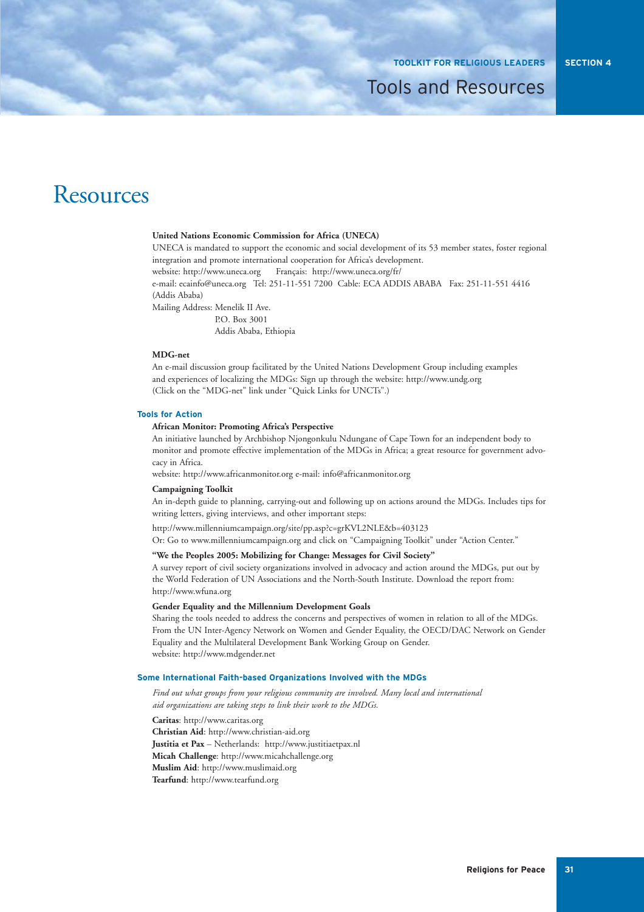# Resources

**United Nations Economic Commission for Africa (UNECA)**

UNECA is mandated to support the economic and social development of its 53 member states, foster regional integration and promote international cooperation for Africa's development.

website: http://www.uneca.org Français: http://www.uneca.org/fr/

e-mail: ecainfo@uneca.org Tel: 251-11-551 7200 Cable: ECA ADDIS ABABA Fax: 251-11-551 4416 (Addis Ababa)

Mailing Address: Menelik II Ave.
P.O. Box 3001
Addis Ababa, Ethiopia

**MDG-net**

An e-mail discussion group facilitated by the United Nations Development Group including examples and experiences of localizing the MDGs: Sign up through the website: http://www.undg.org (Click on the "MDG-net" link under "Quick Links for UNCTs".)

## Tools for Action

**African Monitor: Promoting Africa's Perspective**

An initiative launched by Archbishop Njongonkulu Ndungane of Cape Town for an independent body to monitor and promote effective implementation of the MDGs in Africa; a great resource for government advocacy in Africa.

website: http://www.africanmonitor.org e-mail: info@africanmonitor.org

**Campaigning Toolkit**

An in-depth guide to planning, carrying-out and following up on actions around the MDGs. Includes tips for writing letters, giving interviews, and other important steps:

http://www.millenniumcampaign.org/site/pp.asp?c=grKVL2NLE&b=403123

Or: Go to www.millenniumcampaign.org and click on "Campaigning Toolkit" under "Action Center."

**"We the Peoples 2005: Mobilizing for Change: Messages for Civil Society"**

A survey report of civil society organizations involved in advocacy and action around the MDGs, put out by the World Federation of UN Associations and the North-South Institute. Download the report from: http://www.wfuna.org

**Gender Equality and the Millennium Development Goals**

Sharing the tools needed to address the concerns and perspectives of women in relation to all of the MDGs. From the UN Inter-Agency Network on Women and Gender Equality, the OECD/DAC Network on Gender Equality and the Multilateral Development Bank Working Group on Gender.

website: http://www.mdgender.net

## Some International Faith-based Organizations Involved with the MDGs

*Find out what groups from your religious community are involved. Many local and international aid organizations are taking steps to link their work to the MDGs.*

**Caritas**: http://www.caritas.org
**Christian Aid**: http://www.christian-aid.org
**Justitia et Pax** – Netherlands: http://www.justitiaetpax.nl
**Micah Challenge**: http://www.micahchallenge.org
**Muslim Aid**: http://www.muslimaid.org
**Tearfund**: http://www.tearfund.org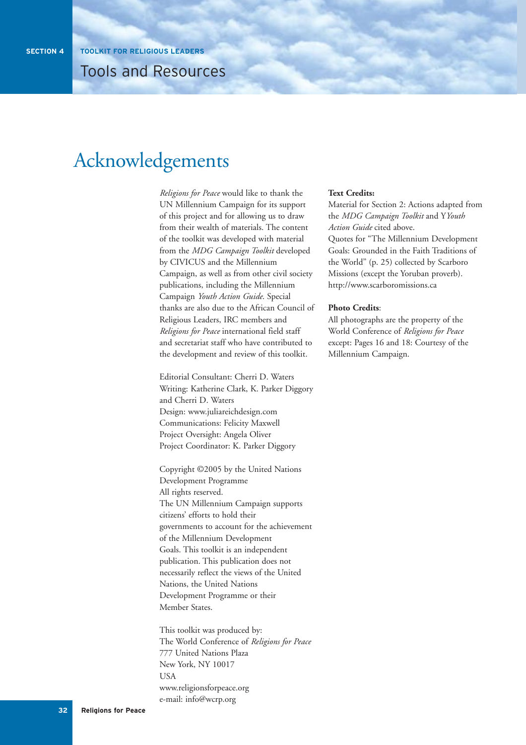# Acknowledgements

*Religions for Peace* would like to thank the UN Millennium Campaign for its support of this project and for allowing us to draw from their wealth of materials. The content of the toolkit was developed with material from the *MDG Campaign Toolkit* developed by CIVICUS and the Millennium Campaign, as well as from other civil society publications, including the Millennium Campaign *Youth Action Guide*. Special thanks are also due to the African Council of Religious Leaders, IRC members and *Religions for Peace* international field staff and secretariat staff who have contributed to the development and review of this toolkit.

Editorial Consultant: Cherri D. Waters
Writing: Katherine Clark, K. Parker Diggory and Cherri D. Waters
Design: www.juliareichdesign.com
Communications: Felicity Maxwell
Project Oversight: Angela Oliver
Project Coordinator: K. Parker Diggory

Copyright ©2005 by the United Nations Development Programme
All rights reserved.
The UN Millennium Campaign supports citizens' efforts to hold their governments to account for the achievement of the Millennium Development Goals. This toolkit is an independent publication. This publication does not necessarily reflect the views of the United Nations, the United Nations Development Programme or their Member States.

This toolkit was produced by:
The World Conference of *Religions for Peace*
777 United Nations Plaza
New York, NY 10017
USA
www.religionsforpeace.org
e-mail: info@wcrp.org

**Text Credits:**
Material for Section 2: Actions adapted from the *MDG Campaign Toolkit* and Y*Youth Action Guide* cited above.
Quotes for "The Millennium Development Goals: Grounded in the Faith Traditions of the World" (p. 25) collected by Scarboro Missions (except the Yoruban proverb).
http://www.scarboromissions.ca

**Photo Credits**:
All photographs are the property of the World Conference of *Religions for Peace* except: Pages 16 and 18: Courtesy of the Millennium Campaign.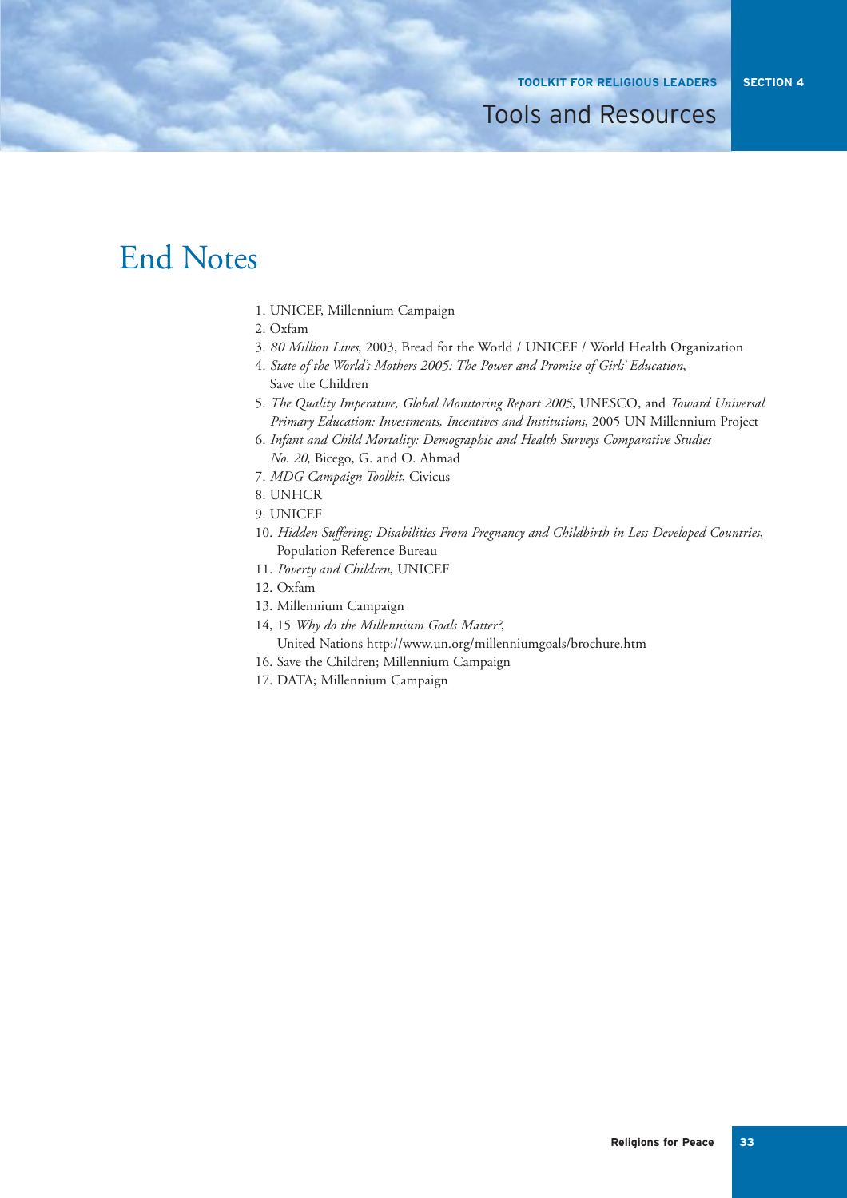# End Notes

1. UNICEF, Millennium Campaign
2. Oxfam
3. *80 Million Lives*, 2003, Bread for the World / UNICEF / World Health Organization
4. *State of the World's Mothers 2005: The Power and Promise of Girls' Education*, Save the Children
5. *The Quality Imperative, Global Monitoring Report 2005*, UNESCO, and *Toward Universal Primary Education: Investments, Incentives and Institutions*, 2005 UN Millennium Project
6. *Infant and Child Mortality: Demographic and Health Surveys Comparative Studies No. 20*, Bicego, G. and O. Ahmad
7. *MDG Campaign Toolkit*, Civicus
8. UNHCR
9. UNICEF
10. *Hidden Suffering: Disabilities From Pregnancy and Childbirth in Less Developed Countries*, Population Reference Bureau
11. *Poverty and Children*, UNICEF
12. Oxfam
13. Millennium Campaign

14, 15 *Why do the Millennium Goals Matter?*, United Nations http://www.un.org/millenniumgoals/brochure.htm

16. Save the Children; Millennium Campaign
17. DATA; Millennium Campaign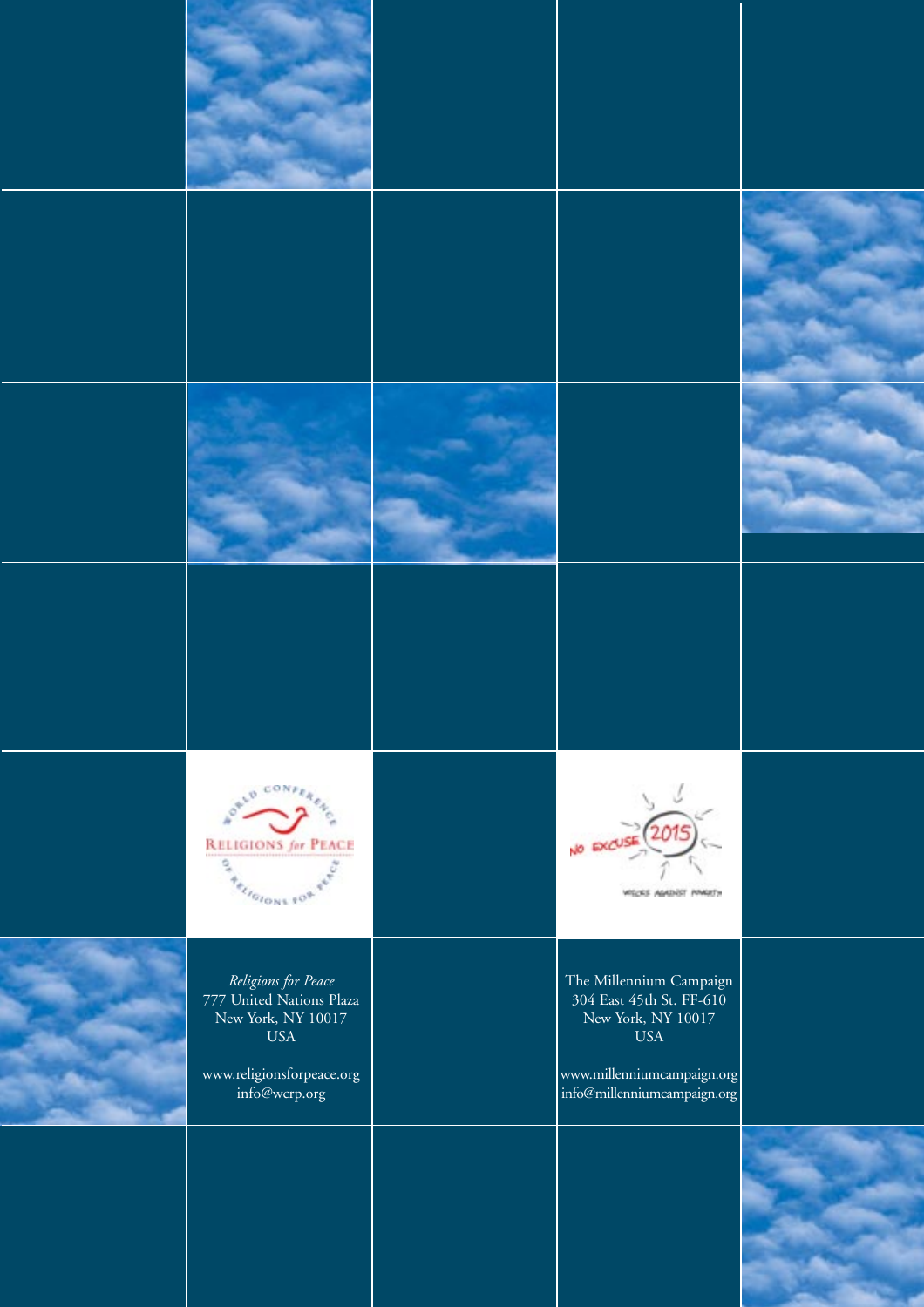*Religions for Peace*
777 United Nations Plaza
New York, NY 10017
USA

www.religionsforpeace.org
info@wcrp.org

The Millennium Campaign
304 East 45th St. FF-610
New York, NY 10017
USA

www.millenniumcampaign.org
info@millenniumcampaign.org